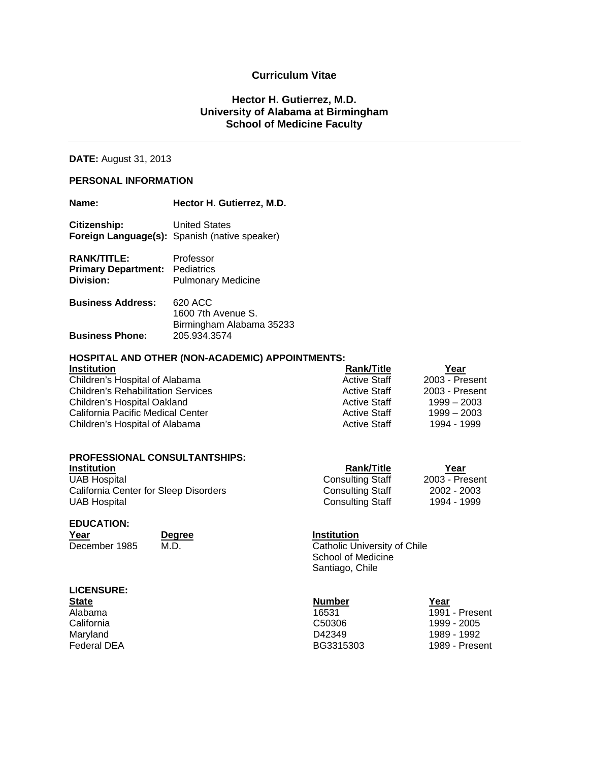# Curriculum Vitae

## Hector H. Gutierrez, M.D.
## University of Alabama at Birmingham
## School of Medicine Faculty

---

**DATE:** August 31, 2013

**PERSONAL INFORMATION**

**Name:** **Hector H. Gutierrez, M.D.**

**Citizenship:** United States
**Foreign Language(s):** Spanish (native speaker)

**RANK/TITLE:** Professor
**Primary Department:** Pediatrics
**Division:** Pulmonary Medicine

**Business Address:** 620 ACC
1600 7th Avenue S.
Birmingham Alabama 35233
**Business Phone:** 205.934.3574

**HOSPITAL AND OTHER (NON-ACADEMIC) APPOINTMENTS:**

| Institution | Rank/Title | Year |
|---|---|---|
| Children's Hospital of Alabama | Active Staff | 2003 - Present |
| Children's Rehabilitation Services | Active Staff | 2003 - Present |
| Children's Hospital Oakland | Active Staff | 1999 – 2003 |
| California Pacific Medical Center | Active Staff | 1999 – 2003 |
| Children's Hospital of Alabama | Active Staff | 1994 - 1999 |

**PROFESSIONAL CONSULTANTSHIPS:**

| Institution | Rank/Title | Year |
|---|---|---|
| UAB Hospital | Consulting Staff | 2003 - Present |
| California Center for Sleep Disorders | Consulting Staff | 2002 - 2003 |
| UAB Hospital | Consulting Staff | 1994 - 1999 |

**EDUCATION:**

| Year | Degree | Institution |
|---|---|---|
| December 1985 | M.D. | Catholic University of Chile School of Medicine Santiago, Chile |

**LICENSURE:**

| State | Number | Year |
|---|---|---|
| Alabama | 16531 | 1991 - Present |
| California | C50306 | 1999 - 2005 |
| Maryland | D42349 | 1989 - 1992 |
| Federal DEA | BG3315303 | 1989 - Present |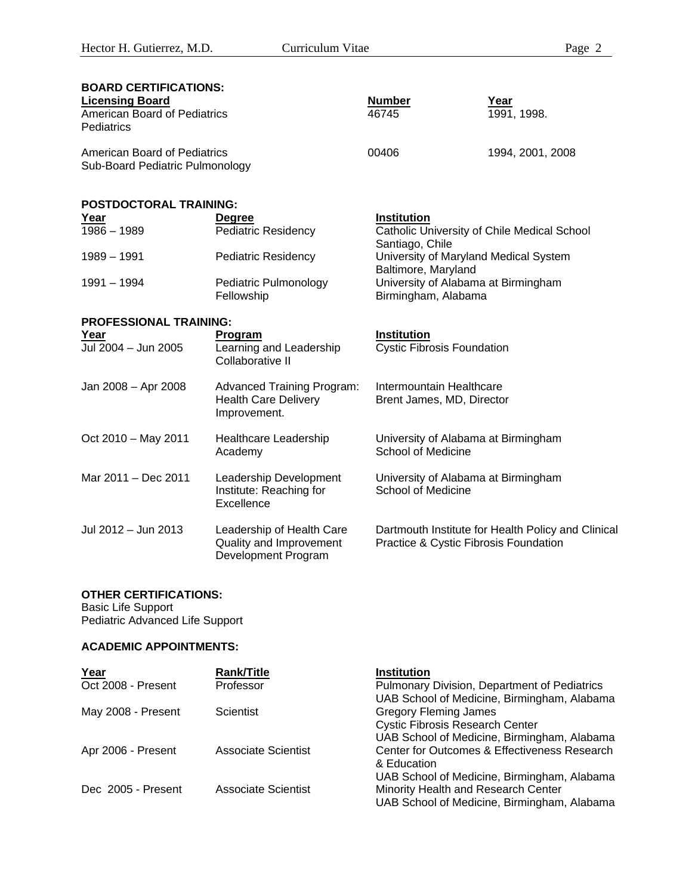## BOARD CERTIFICATIONS:

| Licensing Board | Number | Year |
|---|---|---|
| American Board of Pediatrics<br>Pediatrics | 46745 | 1991, 1998. |
| American Board of Pediatrics<br>Sub-Board Pediatric Pulmonology | 00406 | 1994, 2001, 2008 |

## POSTDOCTORAL TRAINING:

| Year | Degree | Institution |
|---|---|---|
| 1986 – 1989 | Pediatric Residency | Catholic University of Chile Medical School<br>Santiago, Chile |
| 1989 – 1991 | Pediatric Residency | University of Maryland Medical System<br>Baltimore, Maryland |
| 1991 – 1994 | Pediatric Pulmonology Fellowship | University of Alabama at Birmingham<br>Birmingham, Alabama |

## PROFESSIONAL TRAINING:

| Year | Program | Institution |
|---|---|---|
| Jul 2004 – Jun 2005 | Learning and Leadership Collaborative II | Cystic Fibrosis Foundation |
| Jan 2008 – Apr 2008 | Advanced Training Program: Health Care Delivery Improvement. | Intermountain Healthcare<br>Brent James, MD, Director |
| Oct 2010 – May 2011 | Healthcare Leadership Academy | University of Alabama at Birmingham<br>School of Medicine |
| Mar 2011 – Dec 2011 | Leadership Development Institute: Reaching for Excellence | University of Alabama at Birmingham<br>School of Medicine |
| Jul 2012 – Jun 2013 | Leadership of Health Care Quality and Improvement Development Program | Dartmouth Institute for Health Policy and Clinical Practice & Cystic Fibrosis Foundation |

## OTHER CERTIFICATIONS:

Basic Life Support
Pediatric Advanced Life Support

## ACADEMIC APPOINTMENTS:

| Year | Rank/Title | Institution |
|---|---|---|
| Oct 2008 - Present | Professor | Pulmonary Division, Department of Pediatrics<br>UAB School of Medicine, Birmingham, Alabama |
| May 2008 - Present | Scientist | Gregory Fleming James<br>Cystic Fibrosis Research Center<br>UAB School of Medicine, Birmingham, Alabama |
| Apr 2006 - Present | Associate Scientist | Center for Outcomes & Effectiveness Research & Education<br>UAB School of Medicine, Birmingham, Alabama |
| Dec 2005 - Present | Associate Scientist | Minority Health and Research Center<br>UAB School of Medicine, Birmingham, Alabama |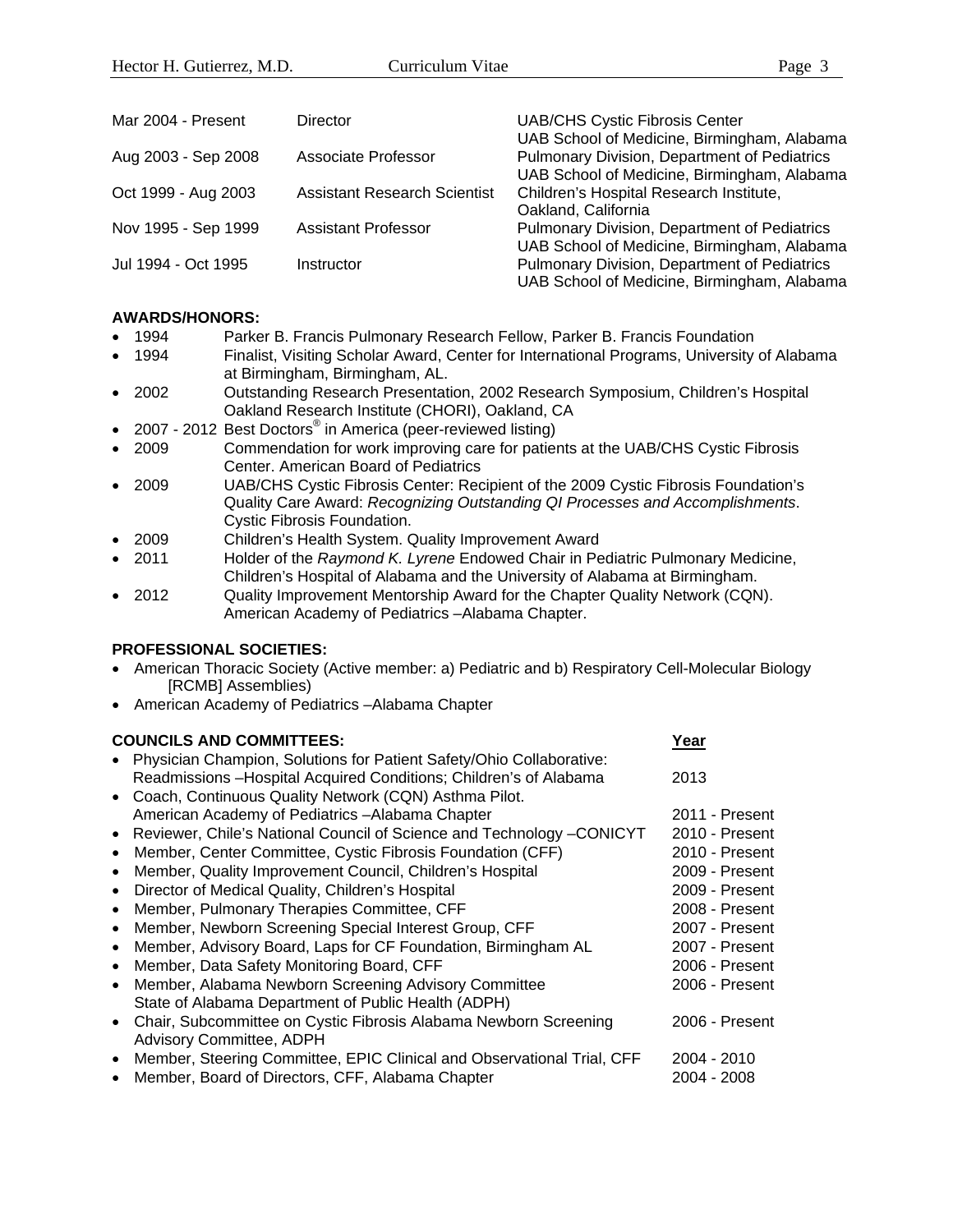| | | |
|---|---|---|
| Mar 2004 - Present | Director | UAB/CHS Cystic Fibrosis Center<br>UAB School of Medicine, Birmingham, Alabama |
| Aug 2003 - Sep 2008 | Associate Professor | Pulmonary Division, Department of Pediatrics<br>UAB School of Medicine, Birmingham, Alabama |
| Oct 1999 - Aug 2003 | Assistant Research Scientist | Children's Hospital Research Institute,<br>Oakland, California |
| Nov 1995 - Sep 1999 | Assistant Professor | Pulmonary Division, Department of Pediatrics<br>UAB School of Medicine, Birmingham, Alabama |
| Jul 1994 - Oct 1995 | Instructor | Pulmonary Division, Department of Pediatrics<br>UAB School of Medicine, Birmingham, Alabama |

**AWARDS/HONORS:**

- 1994 Parker B. Francis Pulmonary Research Fellow, Parker B. Francis Foundation
- 1994 Finalist, Visiting Scholar Award, Center for International Programs, University of Alabama at Birmingham, Birmingham, AL.
- 2002 Outstanding Research Presentation, 2002 Research Symposium, Children's Hospital Oakland Research Institute (CHORI), Oakland, CA
- 2007 - 2012 Best Doctors® in America (peer-reviewed listing)
- 2009 Commendation for work improving care for patients at the UAB/CHS Cystic Fibrosis Center. American Board of Pediatrics
- 2009 UAB/CHS Cystic Fibrosis Center: Recipient of the 2009 Cystic Fibrosis Foundation's Quality Care Award: *Recognizing Outstanding QI Processes and Accomplishments*. Cystic Fibrosis Foundation.
- 2009 Children's Health System. Quality Improvement Award
- 2011 Holder of the *Raymond K. Lyrene* Endowed Chair in Pediatric Pulmonary Medicine, Children's Hospital of Alabama and the University of Alabama at Birmingham.
- 2012 Quality Improvement Mentorship Award for the Chapter Quality Network (CQN). American Academy of Pediatrics –Alabama Chapter.

**PROFESSIONAL SOCIETIES:**

- American Thoracic Society (Active member: a) Pediatric and b) Respiratory Cell-Molecular Biology [RCMB] Assemblies)
- American Academy of Pediatrics –Alabama Chapter

| **COUNCILS AND COMMITTEES:** | **Year** |
|---|---|
| • Physician Champion, Solutions for Patient Safety/Ohio Collaborative: Readmissions –Hospital Acquired Conditions; Children's of Alabama | 2013 |
| • Coach, Continuous Quality Network (CQN) Asthma Pilot. American Academy of Pediatrics –Alabama Chapter | 2011 - Present |
| • Reviewer, Chile's National Council of Science and Technology –CONICYT | 2010 - Present |
| • Member, Center Committee, Cystic Fibrosis Foundation (CFF) | 2010 - Present |
| • Member, Quality Improvement Council, Children's Hospital | 2009 - Present |
| • Director of Medical Quality, Children's Hospital | 2009 - Present |
| • Member, Pulmonary Therapies Committee, CFF | 2008 - Present |
| • Member, Newborn Screening Special Interest Group, CFF | 2007 - Present |
| • Member, Advisory Board, Laps for CF Foundation, Birmingham AL | 2007 - Present |
| • Member, Data Safety Monitoring Board, CFF | 2006 - Present |
| • Member, Alabama Newborn Screening Advisory Committee State of Alabama Department of Public Health (ADPH) | 2006 - Present |
| • Chair, Subcommittee on Cystic Fibrosis Alabama Newborn Screening Advisory Committee, ADPH | 2006 - Present |
| • Member, Steering Committee, EPIC Clinical and Observational Trial, CFF | 2004 - 2010 |
| • Member, Board of Directors, CFF, Alabama Chapter | 2004 - 2008 |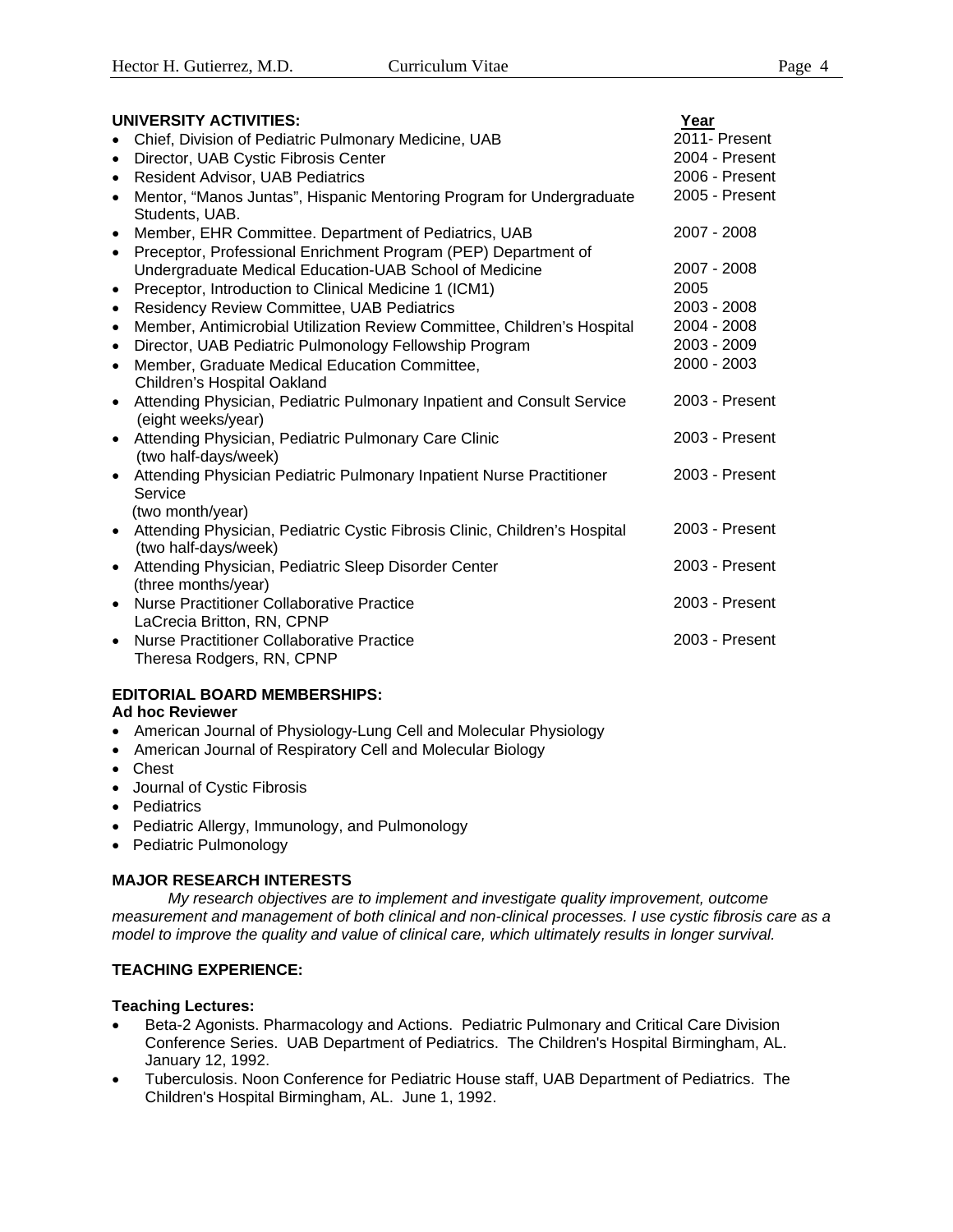## UNIVERSITY ACTIVITIES:

| Activity | Year |
|---|---|
| Chief, Division of Pediatric Pulmonary Medicine, UAB | 2011- Present |
| Director, UAB Cystic Fibrosis Center | 2004 - Present |
| Resident Advisor, UAB Pediatrics | 2006 - Present |
| Mentor, "Manos Juntas", Hispanic Mentoring Program for Undergraduate Students, UAB. | 2005 - Present |
| Member, EHR Committee. Department of Pediatrics, UAB | 2007 - 2008 |
| Preceptor, Professional Enrichment Program (PEP) Department of Undergraduate Medical Education-UAB School of Medicine | 2007 - 2008 |
| Preceptor, Introduction to Clinical Medicine 1 (ICM1) | 2005 |
| Residency Review Committee, UAB Pediatrics | 2003 - 2008 |
| Member, Antimicrobial Utilization Review Committee, Children's Hospital | 2004 - 2008 |
| Director, UAB Pediatric Pulmonology Fellowship Program | 2003 - 2009 |
| Member, Graduate Medical Education Committee, Children's Hospital Oakland | 2000 - 2003 |
| Attending Physician, Pediatric Pulmonary Inpatient and Consult Service (eight weeks/year) | 2003 - Present |
| Attending Physician, Pediatric Pulmonary Care Clinic (two half-days/week) | 2003 - Present |
| Attending Physician Pediatric Pulmonary Inpatient Nurse Practitioner Service (two month/year) | 2003 - Present |
| Attending Physician, Pediatric Cystic Fibrosis Clinic, Children's Hospital (two half-days/week) | 2003 - Present |
| Attending Physician, Pediatric Sleep Disorder Center (three months/year) | 2003 - Present |
| Nurse Practitioner Collaborative Practice LaCrecia Britton, RN, CPNP | 2003 - Present |
| Nurse Practitioner Collaborative Practice Theresa Rodgers, RN, CPNP | 2003 - Present |

## EDITORIAL BOARD MEMBERSHIPS:

**Ad hoc Reviewer**

- American Journal of Physiology-Lung Cell and Molecular Physiology
- American Journal of Respiratory Cell and Molecular Biology
- Chest
- Journal of Cystic Fibrosis
- Pediatrics
- Pediatric Allergy, Immunology, and Pulmonology
- Pediatric Pulmonology

## MAJOR RESEARCH INTERESTS

*My research objectives are to implement and investigate quality improvement, outcome measurement and management of both clinical and non-clinical processes. I use cystic fibrosis care as a model to improve the quality and value of clinical care, which ultimately results in longer survival.*

## TEACHING EXPERIENCE:

**Teaching Lectures:**

- Beta-2 Agonists. Pharmacology and Actions. Pediatric Pulmonary and Critical Care Division Conference Series. UAB Department of Pediatrics. The Children's Hospital Birmingham, AL. January 12, 1992.
- Tuberculosis. Noon Conference for Pediatric House staff, UAB Department of Pediatrics. The Children's Hospital Birmingham, AL. June 1, 1992.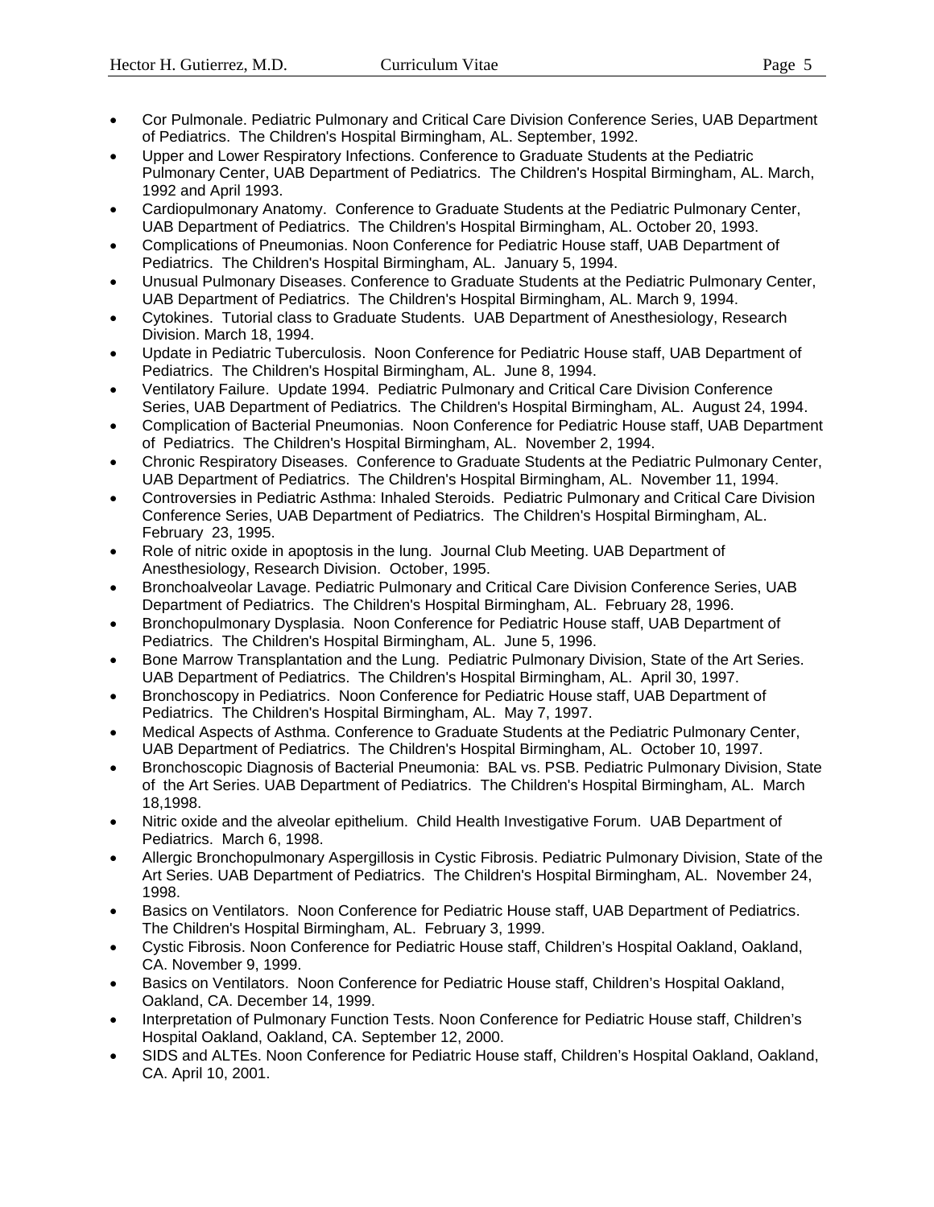- Cor Pulmonale. Pediatric Pulmonary and Critical Care Division Conference Series, UAB Department of Pediatrics. The Children's Hospital Birmingham, AL. September, 1992.
- Upper and Lower Respiratory Infections. Conference to Graduate Students at the Pediatric Pulmonary Center, UAB Department of Pediatrics. The Children's Hospital Birmingham, AL. March, 1992 and April 1993.
- Cardiopulmonary Anatomy. Conference to Graduate Students at the Pediatric Pulmonary Center, UAB Department of Pediatrics. The Children's Hospital Birmingham, AL. October 20, 1993.
- Complications of Pneumonias. Noon Conference for Pediatric House staff, UAB Department of Pediatrics. The Children's Hospital Birmingham, AL. January 5, 1994.
- Unusual Pulmonary Diseases. Conference to Graduate Students at the Pediatric Pulmonary Center, UAB Department of Pediatrics. The Children's Hospital Birmingham, AL. March 9, 1994.
- Cytokines. Tutorial class to Graduate Students. UAB Department of Anesthesiology, Research Division. March 18, 1994.
- Update in Pediatric Tuberculosis. Noon Conference for Pediatric House staff, UAB Department of Pediatrics. The Children's Hospital Birmingham, AL. June 8, 1994.
- Ventilatory Failure. Update 1994. Pediatric Pulmonary and Critical Care Division Conference Series, UAB Department of Pediatrics. The Children's Hospital Birmingham, AL. August 24, 1994.
- Complication of Bacterial Pneumonias. Noon Conference for Pediatric House staff, UAB Department of Pediatrics. The Children's Hospital Birmingham, AL. November 2, 1994.
- Chronic Respiratory Diseases. Conference to Graduate Students at the Pediatric Pulmonary Center, UAB Department of Pediatrics. The Children's Hospital Birmingham, AL. November 11, 1994.
- Controversies in Pediatric Asthma: Inhaled Steroids. Pediatric Pulmonary and Critical Care Division Conference Series, UAB Department of Pediatrics. The Children's Hospital Birmingham, AL. February 23, 1995.
- Role of nitric oxide in apoptosis in the lung. Journal Club Meeting. UAB Department of Anesthesiology, Research Division. October, 1995.
- Bronchoalveolar Lavage. Pediatric Pulmonary and Critical Care Division Conference Series, UAB Department of Pediatrics. The Children's Hospital Birmingham, AL. February 28, 1996.
- Bronchopulmonary Dysplasia. Noon Conference for Pediatric House staff, UAB Department of Pediatrics. The Children's Hospital Birmingham, AL. June 5, 1996.
- Bone Marrow Transplantation and the Lung. Pediatric Pulmonary Division, State of the Art Series. UAB Department of Pediatrics. The Children's Hospital Birmingham, AL. April 30, 1997.
- Bronchoscopy in Pediatrics. Noon Conference for Pediatric House staff, UAB Department of Pediatrics. The Children's Hospital Birmingham, AL. May 7, 1997.
- Medical Aspects of Asthma. Conference to Graduate Students at the Pediatric Pulmonary Center, UAB Department of Pediatrics. The Children's Hospital Birmingham, AL. October 10, 1997.
- Bronchoscopic Diagnosis of Bacterial Pneumonia: BAL vs. PSB. Pediatric Pulmonary Division, State of the Art Series. UAB Department of Pediatrics. The Children's Hospital Birmingham, AL. March 18,1998.
- Nitric oxide and the alveolar epithelium. Child Health Investigative Forum. UAB Department of Pediatrics. March 6, 1998.
- Allergic Bronchopulmonary Aspergillosis in Cystic Fibrosis. Pediatric Pulmonary Division, State of the Art Series. UAB Department of Pediatrics. The Children's Hospital Birmingham, AL. November 24, 1998.
- Basics on Ventilators. Noon Conference for Pediatric House staff, UAB Department of Pediatrics. The Children's Hospital Birmingham, AL. February 3, 1999.
- Cystic Fibrosis. Noon Conference for Pediatric House staff, Children's Hospital Oakland, Oakland, CA. November 9, 1999.
- Basics on Ventilators. Noon Conference for Pediatric House staff, Children's Hospital Oakland, Oakland, CA. December 14, 1999.
- Interpretation of Pulmonary Function Tests. Noon Conference for Pediatric House staff, Children's Hospital Oakland, Oakland, CA. September 12, 2000.
- SIDS and ALTEs. Noon Conference for Pediatric House staff, Children's Hospital Oakland, Oakland, CA. April 10, 2001.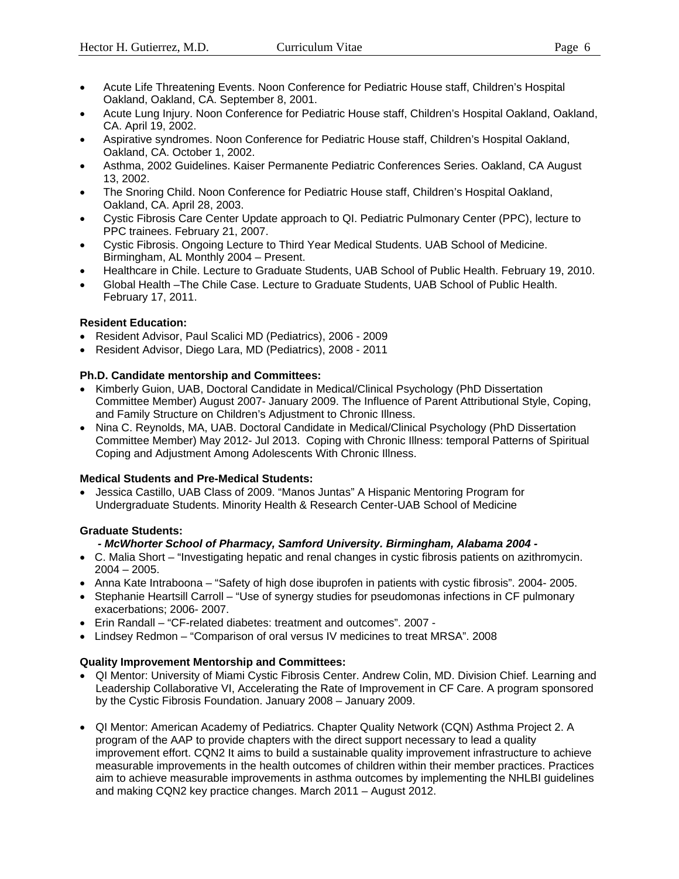- Acute Life Threatening Events. Noon Conference for Pediatric House staff, Children's Hospital Oakland, Oakland, CA. September 8, 2001.
- Acute Lung Injury. Noon Conference for Pediatric House staff, Children's Hospital Oakland, Oakland, CA. April 19, 2002.
- Aspirative syndromes. Noon Conference for Pediatric House staff, Children's Hospital Oakland, Oakland, CA. October 1, 2002.
- Asthma, 2002 Guidelines. Kaiser Permanente Pediatric Conferences Series. Oakland, CA August 13, 2002.
- The Snoring Child. Noon Conference for Pediatric House staff, Children's Hospital Oakland, Oakland, CA. April 28, 2003.
- Cystic Fibrosis Care Center Update approach to QI. Pediatric Pulmonary Center (PPC), lecture to PPC trainees. February 21, 2007.
- Cystic Fibrosis. Ongoing Lecture to Third Year Medical Students. UAB School of Medicine. Birmingham, AL Monthly 2004 – Present.
- Healthcare in Chile. Lecture to Graduate Students, UAB School of Public Health. February 19, 2010.
- Global Health –The Chile Case. Lecture to Graduate Students, UAB School of Public Health. February 17, 2011.

**Resident Education:**

- Resident Advisor, Paul Scalici MD (Pediatrics), 2006 - 2009
- Resident Advisor, Diego Lara, MD (Pediatrics), 2008 - 2011

**Ph.D. Candidate mentorship and Committees:**

- Kimberly Guion, UAB, Doctoral Candidate in Medical/Clinical Psychology (PhD Dissertation Committee Member) August 2007- January 2009. The Influence of Parent Attributional Style, Coping, and Family Structure on Children's Adjustment to Chronic Illness.
- Nina C. Reynolds, MA, UAB. Doctoral Candidate in Medical/Clinical Psychology (PhD Dissertation Committee Member) May 2012- Jul 2013. Coping with Chronic Illness: temporal Patterns of Spiritual Coping and Adjustment Among Adolescents With Chronic Illness.

**Medical Students and Pre-Medical Students:**

- Jessica Castillo, UAB Class of 2009. "Manos Juntas" A Hispanic Mentoring Program for Undergraduate Students. Minority Health & Research Center-UAB School of Medicine

**Graduate Students:**

***- McWhorter School of Pharmacy, Samford University. Birmingham, Alabama 2004 -***

- C. Malia Short – "Investigating hepatic and renal changes in cystic fibrosis patients on azithromycin. 2004 – 2005.
- Anna Kate Intraboona – "Safety of high dose ibuprofen in patients with cystic fibrosis". 2004- 2005.
- Stephanie Heartsill Carroll – "Use of synergy studies for pseudomonas infections in CF pulmonary exacerbations; 2006- 2007.
- Erin Randall – "CF-related diabetes: treatment and outcomes". 2007 -
- Lindsey Redmon – "Comparison of oral versus IV medicines to treat MRSA". 2008

**Quality Improvement Mentorship and Committees:**

- QI Mentor: University of Miami Cystic Fibrosis Center. Andrew Colin, MD. Division Chief. Learning and Leadership Collaborative VI, Accelerating the Rate of Improvement in CF Care. A program sponsored by the Cystic Fibrosis Foundation. January 2008 – January 2009.

- QI Mentor: American Academy of Pediatrics. Chapter Quality Network (CQN) Asthma Project 2. A program of the AAP to provide chapters with the direct support necessary to lead a quality improvement effort. CQN2 It aims to build a sustainable quality improvement infrastructure to achieve measurable improvements in the health outcomes of children within their member practices. Practices aim to achieve measurable improvements in asthma outcomes by implementing the NHLBI guidelines and making CQN2 key practice changes. March 2011 – August 2012.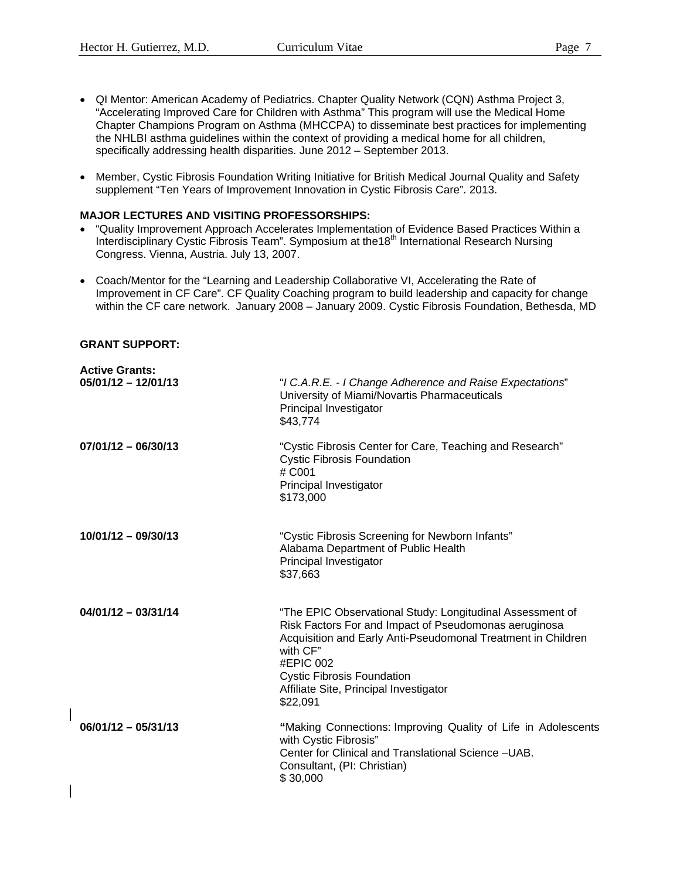- QI Mentor: American Academy of Pediatrics. Chapter Quality Network (CQN) Asthma Project 3, "Accelerating Improved Care for Children with Asthma" This program will use the Medical Home Chapter Champions Program on Asthma (MHCCPA) to disseminate best practices for implementing the NHLBI asthma guidelines within the context of providing a medical home for all children, specifically addressing health disparities. June 2012 – September 2013.

- Member, Cystic Fibrosis Foundation Writing Initiative for British Medical Journal Quality and Safety supplement "Ten Years of Improvement Innovation in Cystic Fibrosis Care". 2013.

**MAJOR LECTURES AND VISITING PROFESSORSHIPS:**

- "Quality Improvement Approach Accelerates Implementation of Evidence Based Practices Within a Interdisciplinary Cystic Fibrosis Team". Symposium at the18th International Research Nursing Congress. Vienna, Austria. July 13, 2007.

- Coach/Mentor for the "Learning and Leadership Collaborative VI, Accelerating the Rate of Improvement in CF Care". CF Quality Coaching program to build leadership and capacity for change within the CF care network. January 2008 – January 2009. Cystic Fibrosis Foundation, Bethesda, MD

**GRANT SUPPORT:**

**Active Grants:**

**05/01/12 – 12/01/13**
"*I C.A.R.E. - I Change Adherence and Raise Expectations*"
University of Miami/Novartis Pharmaceuticals
Principal Investigator
$43,774

**07/01/12 – 06/30/13**
"Cystic Fibrosis Center for Care, Teaching and Research"
Cystic Fibrosis Foundation
# C001
Principal Investigator
$173,000

**10/01/12 – 09/30/13**
"Cystic Fibrosis Screening for Newborn Infants"
Alabama Department of Public Health
Principal Investigator
$37,663

**04/01/12 – 03/31/14**
"The EPIC Observational Study: Longitudinal Assessment of Risk Factors For and Impact of Pseudomonas aeruginosa Acquisition and Early Anti-Pseudomonal Treatment in Children with CF"
#EPIC 002
Cystic Fibrosis Foundation
Affiliate Site, Principal Investigator
$22,091

**06/01/12 – 05/31/13**
"Making Connections: Improving Quality of Life in Adolescents with Cystic Fibrosis"
Center for Clinical and Translational Science –UAB.
Consultant, (PI: Christian)
$ 30,000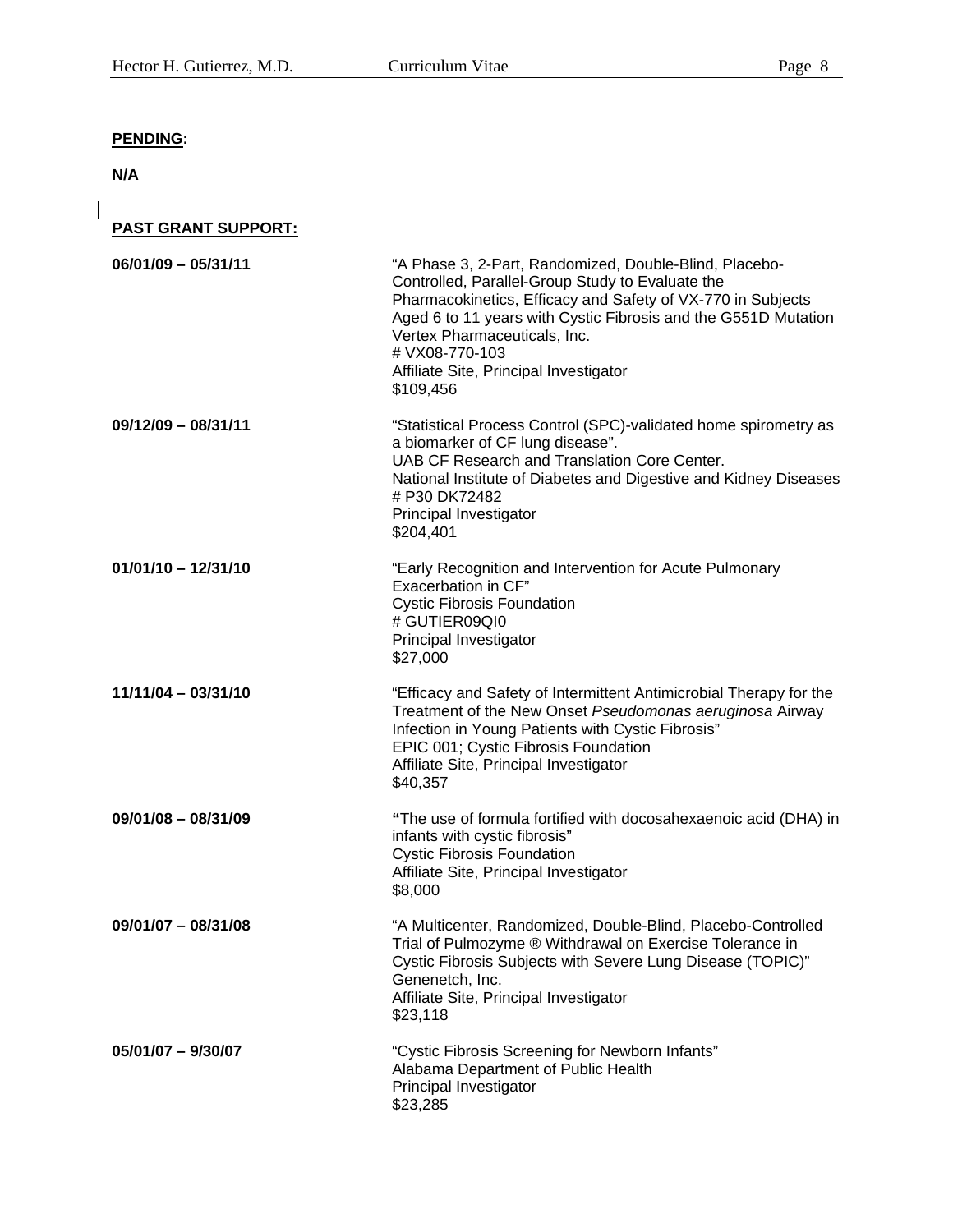**PENDING:**

**N/A**

**PAST GRANT SUPPORT:**

**06/01/09 – 05/31/11**

"A Phase 3, 2-Part, Randomized, Double-Blind, Placebo-Controlled, Parallel-Group Study to Evaluate the Pharmacokinetics, Efficacy and Safety of VX-770 in Subjects Aged 6 to 11 years with Cystic Fibrosis and the G551D Mutation
Vertex Pharmaceuticals, Inc.
# VX08-770-103
Affiliate Site, Principal Investigator
$109,456

**09/12/09 – 08/31/11**

"Statistical Process Control (SPC)-validated home spirometry as a biomarker of CF lung disease".
UAB CF Research and Translation Core Center.
National Institute of Diabetes and Digestive and Kidney Diseases
# P30 DK72482
Principal Investigator
$204,401

**01/01/10 – 12/31/10**

"Early Recognition and Intervention for Acute Pulmonary Exacerbation in CF"
Cystic Fibrosis Foundation
# GUTIER09QI0
Principal Investigator
$27,000

**11/11/04 – 03/31/10**

"Efficacy and Safety of Intermittent Antimicrobial Therapy for the Treatment of the New Onset *Pseudomonas aeruginosa* Airway Infection in Young Patients with Cystic Fibrosis"
EPIC 001; Cystic Fibrosis Foundation
Affiliate Site, Principal Investigator
$40,357

**09/01/08 – 08/31/09**

**"**The use of formula fortified with docosahexaenoic acid (DHA) in infants with cystic fibrosis"
Cystic Fibrosis Foundation
Affiliate Site, Principal Investigator
$8,000

**09/01/07 – 08/31/08**

"A Multicenter, Randomized, Double-Blind, Placebo-Controlled Trial of Pulmozyme ® Withdrawal on Exercise Tolerance in Cystic Fibrosis Subjects with Severe Lung Disease (TOPIC)"
Genenetch, Inc.
Affiliate Site, Principal Investigator
$23,118

**05/01/07 – 9/30/07**

"Cystic Fibrosis Screening for Newborn Infants"
Alabama Department of Public Health
Principal Investigator
$23,285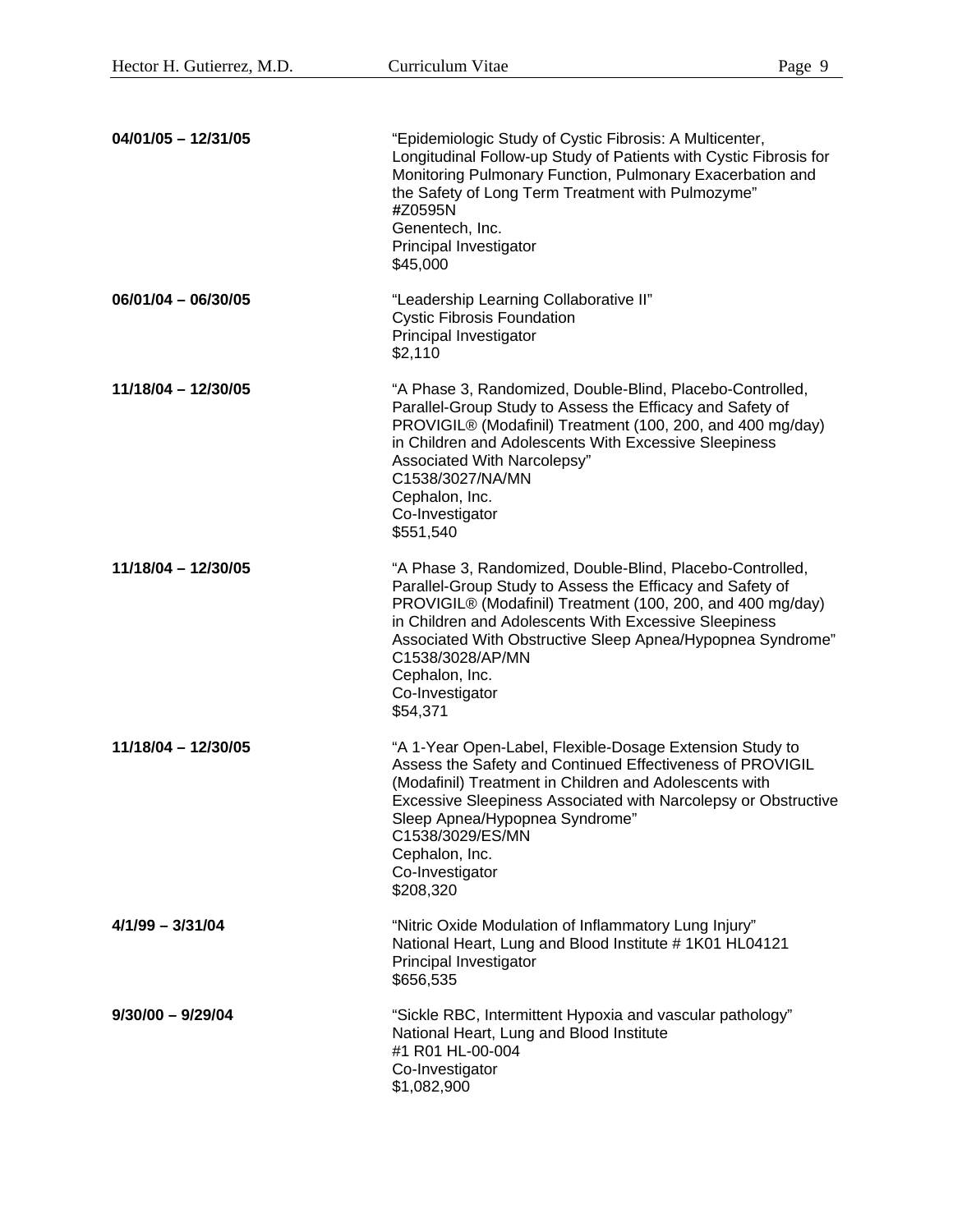**04/01/05 – 12/31/05**

"Epidemiologic Study of Cystic Fibrosis: A Multicenter, Longitudinal Follow-up Study of Patients with Cystic Fibrosis for Monitoring Pulmonary Function, Pulmonary Exacerbation and the Safety of Long Term Treatment with Pulmozyme"
#Z0595N
Genentech, Inc.
Principal Investigator
$45,000

**06/01/04 – 06/30/05**

"Leadership Learning Collaborative II"
Cystic Fibrosis Foundation
Principal Investigator
$2,110

**11/18/04 – 12/30/05**

"A Phase 3, Randomized, Double-Blind, Placebo-Controlled, Parallel-Group Study to Assess the Efficacy and Safety of PROVIGIL® (Modafinil) Treatment (100, 200, and 400 mg/day) in Children and Adolescents With Excessive Sleepiness Associated With Narcolepsy"
C1538/3027/NA/MN
Cephalon, Inc.
Co-Investigator
$551,540

**11/18/04 – 12/30/05**

"A Phase 3, Randomized, Double-Blind, Placebo-Controlled, Parallel-Group Study to Assess the Efficacy and Safety of PROVIGIL® (Modafinil) Treatment (100, 200, and 400 mg/day) in Children and Adolescents With Excessive Sleepiness Associated With Obstructive Sleep Apnea/Hypopnea Syndrome"
C1538/3028/AP/MN
Cephalon, Inc.
Co-Investigator
$54,371

**11/18/04 – 12/30/05**

"A 1-Year Open-Label, Flexible-Dosage Extension Study to Assess the Safety and Continued Effectiveness of PROVIGIL (Modafinil) Treatment in Children and Adolescents with Excessive Sleepiness Associated with Narcolepsy or Obstructive Sleep Apnea/Hypopnea Syndrome"
C1538/3029/ES/MN
Cephalon, Inc.
Co-Investigator
$208,320

**4/1/99 – 3/31/04**

"Nitric Oxide Modulation of Inflammatory Lung Injury"
National Heart, Lung and Blood Institute # 1K01 HL04121
Principal Investigator
$656,535

**9/30/00 – 9/29/04**

"Sickle RBC, Intermittent Hypoxia and vascular pathology"
National Heart, Lung and Blood Institute
#1 R01 HL-00-004
Co-Investigator
$1,082,900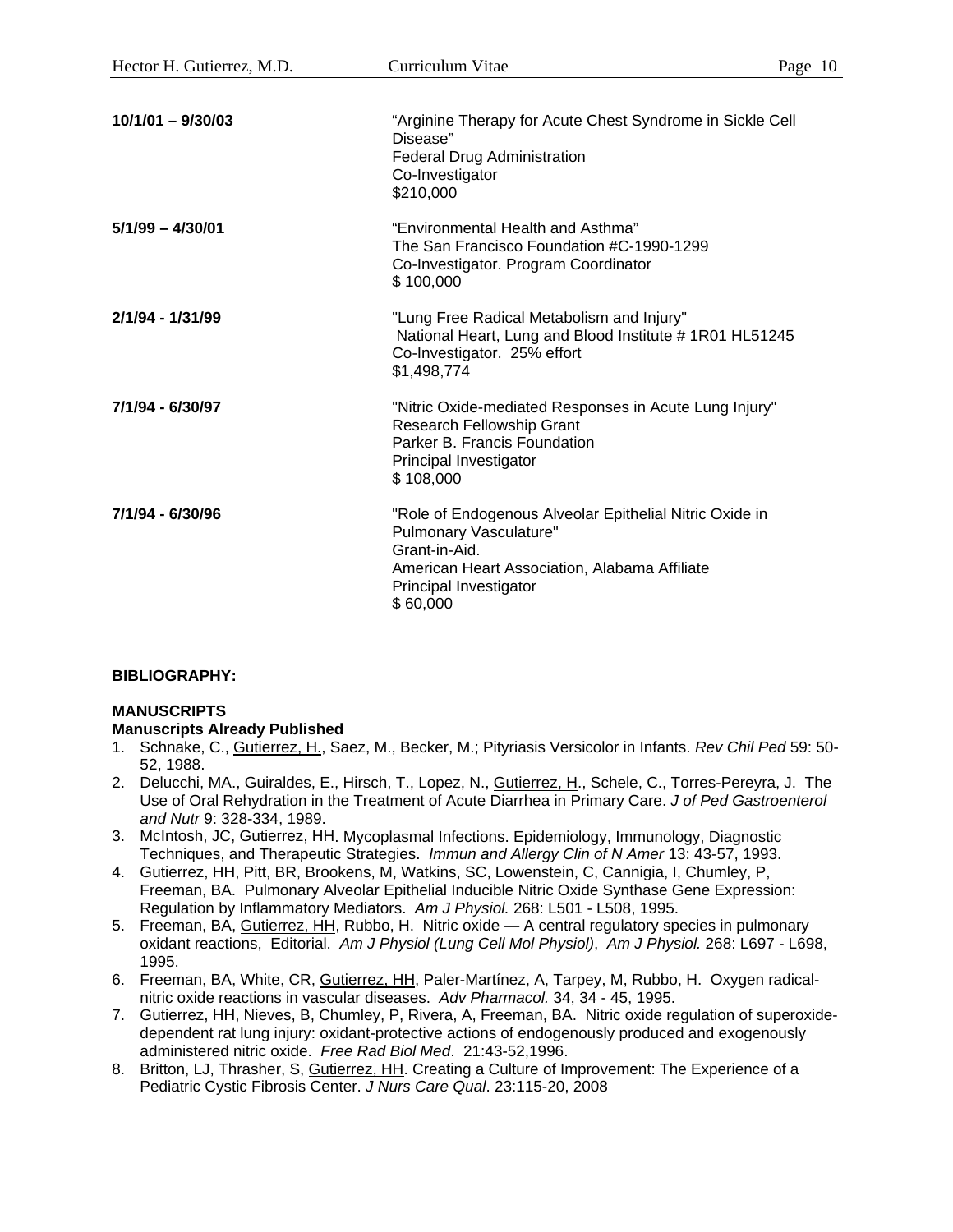| | |
|---|---|
| **10/1/01 – 9/30/03** | "Arginine Therapy for Acute Chest Syndrome in Sickle Cell Disease"<br>Federal Drug Administration<br>Co-Investigator<br>$210,000 |
| **5/1/99 – 4/30/01** | "Environmental Health and Asthma"<br>The San Francisco Foundation #C-1990-1299<br>Co-Investigator. Program Coordinator<br>$ 100,000 |
| **2/1/94 - 1/31/99** | "Lung Free Radical Metabolism and Injury"<br>National Heart, Lung and Blood Institute # 1R01 HL51245<br>Co-Investigator. 25% effort<br>$1,498,774 |
| **7/1/94 - 6/30/97** | "Nitric Oxide-mediated Responses in Acute Lung Injury"<br>Research Fellowship Grant<br>Parker B. Francis Foundation<br>Principal Investigator<br>$ 108,000 |
| **7/1/94 - 6/30/96** | "Role of Endogenous Alveolar Epithelial Nitric Oxide in Pulmonary Vasculature"<br>Grant-in-Aid.<br>American Heart Association, Alabama Affiliate<br>Principal Investigator<br>$ 60,000 |

**BIBLIOGRAPHY:**

**MANUSCRIPTS**

**Manuscripts Already Published**

1. Schnake, C., Gutierrez, H., Saez, M., Becker, M.; Pityriasis Versicolor in Infants. *Rev Chil Ped* 59: 50-52, 1988.
2. Delucchi, MA., Guiraldes, E., Hirsch, T., Lopez, N., Gutierrez, H., Schele, C., Torres-Pereyra, J. The Use of Oral Rehydration in the Treatment of Acute Diarrhea in Primary Care. *J of Ped Gastroenterol and Nutr* 9: 328-334, 1989.
3. McIntosh, JC, Gutierrez, HH. Mycoplasmal Infections. Epidemiology, Immunology, Diagnostic Techniques, and Therapeutic Strategies. *Immun and Allergy Clin of N Amer* 13: 43-57, 1993.
4. Gutierrez, HH, Pitt, BR, Brookens, M, Watkins, SC, Lowenstein, C, Cannigia, I, Chumley, P, Freeman, BA. Pulmonary Alveolar Epithelial Inducible Nitric Oxide Synthase Gene Expression: Regulation by Inflammatory Mediators. *Am J Physiol.* 268: L501 - L508, 1995.
5. Freeman, BA, Gutierrez, HH, Rubbo, H. Nitric oxide — A central regulatory species in pulmonary oxidant reactions, Editorial. *Am J Physiol (Lung Cell Mol Physiol)*, *Am J Physiol.* 268: L697 - L698, 1995.
6. Freeman, BA, White, CR, Gutierrez, HH, Paler-Martínez, A, Tarpey, M, Rubbo, H. Oxygen radical-nitric oxide reactions in vascular diseases. *Adv Pharmacol.* 34, 34 - 45, 1995.
7. Gutierrez, HH, Nieves, B, Chumley, P, Rivera, A, Freeman, BA. Nitric oxide regulation of superoxide-dependent rat lung injury: oxidant-protective actions of endogenously produced and exogenously administered nitric oxide. *Free Rad Biol Med*. 21:43-52,1996.
8. Britton, LJ, Thrasher, S, Gutierrez, HH. Creating a Culture of Improvement: The Experience of a Pediatric Cystic Fibrosis Center. *J Nurs Care Qual*. 23:115-20, 2008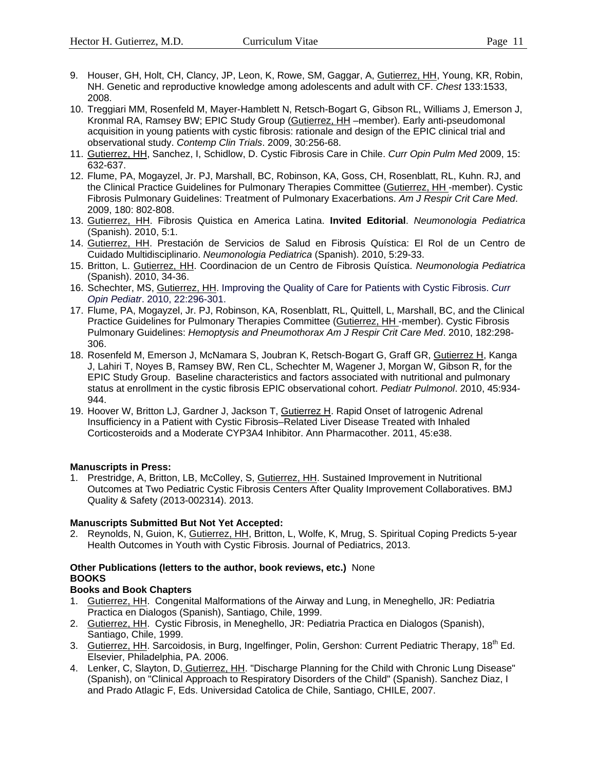9. Houser, GH, Holt, CH, Clancy, JP, Leon, K, Rowe, SM, Gaggar, A, Gutierrez, HH, Young, KR, Robin, NH. Genetic and reproductive knowledge among adolescents and adult with CF. *Chest* 133:1533, 2008.
10. Treggiari MM, Rosenfeld M, Mayer-Hamblett N, Retsch-Bogart G, Gibson RL, Williams J, Emerson J, Kronmal RA, Ramsey BW; EPIC Study Group (Gutierrez, HH –member). Early anti-pseudomonal acquisition in young patients with cystic fibrosis: rationale and design of the EPIC clinical trial and observational study. *Contemp Clin Trials*. 2009, 30:256-68.
11. Gutierrez, HH, Sanchez, I, Schidlow, D. Cystic Fibrosis Care in Chile. *Curr Opin Pulm Med* 2009, 15: 632-637.
12. Flume, PA, Mogayzel, Jr. PJ, Marshall, BC, Robinson, KA, Goss, CH, Rosenblatt, RL, Kuhn. RJ, and the Clinical Practice Guidelines for Pulmonary Therapies Committee (Gutierrez, HH -member). Cystic Fibrosis Pulmonary Guidelines: Treatment of Pulmonary Exacerbations. *Am J Respir Crit Care Med*. 2009, 180: 802-808.
13. Gutierrez, HH. Fibrosis Quistica en America Latina. **Invited Editorial**. *Neumonologia Pediatrica* (Spanish). 2010, 5:1.
14. Gutierrez, HH. Prestación de Servicios de Salud en Fibrosis Quística: El Rol de un Centro de Cuidado Multidisciplinario. *Neumonologia Pediatrica* (Spanish). 2010, 5:29-33.
15. Britton, L. Gutierrez, HH. Coordinacion de un Centro de Fibrosis Quística. *Neumonologia Pediatrica* (Spanish). 2010, 34-36.
16. Schechter, MS, Gutierrez, HH. Improving the Quality of Care for Patients with Cystic Fibrosis. *Curr Opin Pediatr*. 2010, 22:296-301.
17. Flume, PA, Mogayzel, Jr. PJ, Robinson, KA, Rosenblatt, RL, Quittell, L, Marshall, BC, and the Clinical Practice Guidelines for Pulmonary Therapies Committee (Gutierrez, HH -member). Cystic Fibrosis Pulmonary Guidelines: *Hemoptysis and Pneumothorax Am J Respir Crit Care Med*. 2010, 182:298-306.
18. Rosenfeld M, Emerson J, McNamara S, Joubran K, Retsch-Bogart G, Graff GR, Gutierrez H, Kanga J, Lahiri T, Noyes B, Ramsey BW, Ren CL, Schechter M, Wagener J, Morgan W, Gibson R, for the EPIC Study Group. Baseline characteristics and factors associated with nutritional and pulmonary status at enrollment in the cystic fibrosis EPIC observational cohort. *Pediatr Pulmonol*. 2010, 45:934-944.
19. Hoover W, Britton LJ, Gardner J, Jackson T, Gutierrez H. Rapid Onset of Iatrogenic Adrenal Insufficiency in a Patient with Cystic Fibrosis–Related Liver Disease Treated with Inhaled Corticosteroids and a Moderate CYP3A4 Inhibitor. Ann Pharmacother. 2011, 45:e38.

**Manuscripts in Press:**

1. Prestridge, A, Britton, LB, McColley, S, Gutierrez, HH. Sustained Improvement in Nutritional Outcomes at Two Pediatric Cystic Fibrosis Centers After Quality Improvement Collaboratives. BMJ Quality & Safety (2013-002314). 2013.

**Manuscripts Submitted But Not Yet Accepted:**

2. Reynolds, N, Guion, K, Gutierrez, HH, Britton, L, Wolfe, K, Mrug, S. Spiritual Coping Predicts 5-year Health Outcomes in Youth with Cystic Fibrosis. Journal of Pediatrics, 2013.

**Other Publications (letters to the author, book reviews, etc.)** None

**BOOKS**

**Books and Book Chapters**

1. Gutierrez, HH. Congenital Malformations of the Airway and Lung, in Meneghello, JR: Pediatria Practica en Dialogos (Spanish), Santiago, Chile, 1999.
2. Gutierrez, HH. Cystic Fibrosis, in Meneghello, JR: Pediatria Practica en Dialogos (Spanish), Santiago, Chile, 1999.
3. Gutierrez, HH. Sarcoidosis, in Burg, Ingelfinger, Polin, Gershon: Current Pediatric Therapy, 18th Ed. Elsevier, Philadelphia, PA. 2006.
4. Lenker, C, Slayton, D, Gutierrez, HH. "Discharge Planning for the Child with Chronic Lung Disease" (Spanish), on "Clinical Approach to Respiratory Disorders of the Child" (Spanish). Sanchez Diaz, I and Prado Atlagic F, Eds. Universidad Catolica de Chile, Santiago, CHILE, 2007.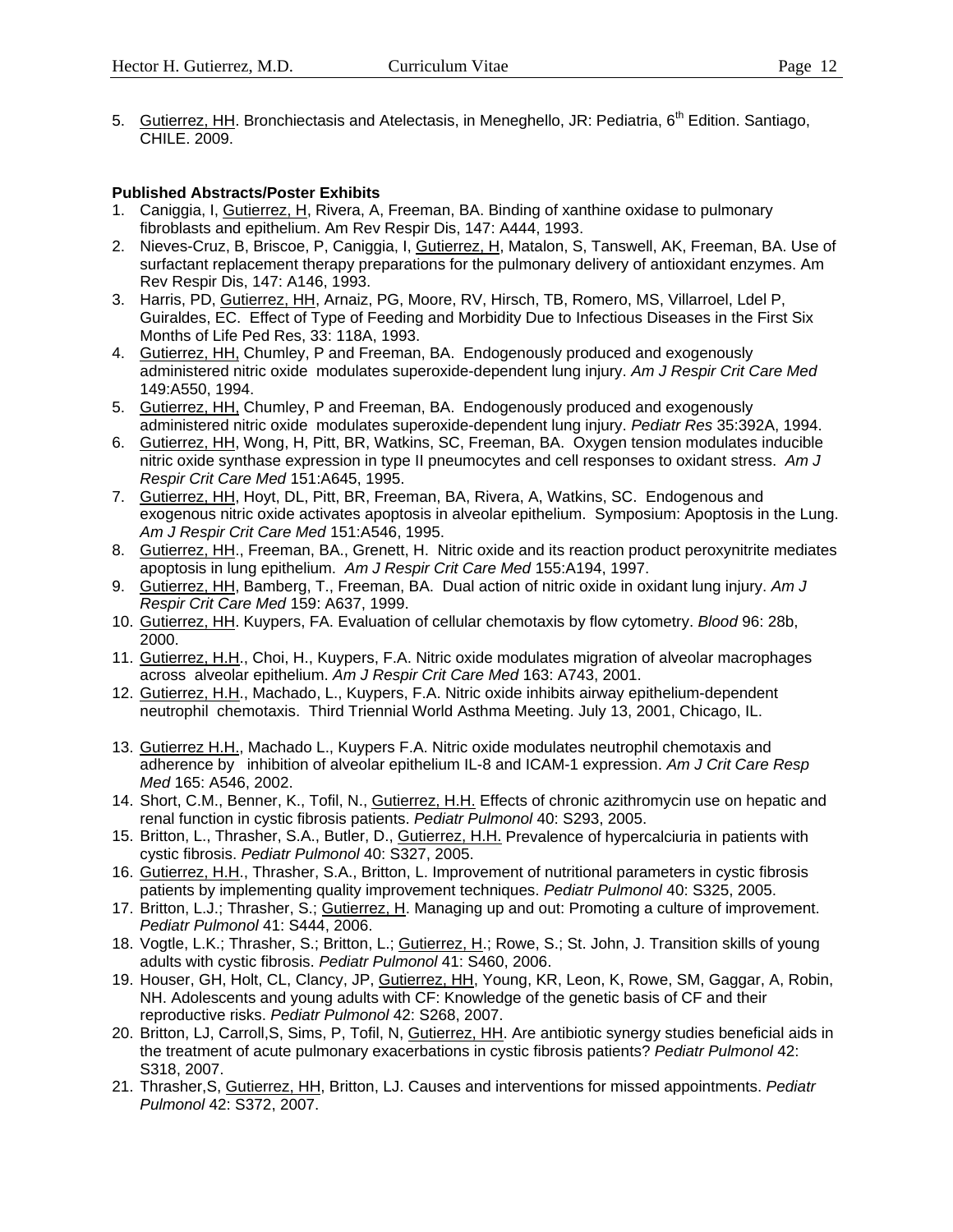5. Gutierrez, HH. Bronchiectasis and Atelectasis, in Meneghello, JR: Pediatria, 6th Edition. Santiago, CHILE. 2009.

**Published Abstracts/Poster Exhibits**

1. Caniggia, I, Gutierrez, H, Rivera, A, Freeman, BA. Binding of xanthine oxidase to pulmonary fibroblasts and epithelium. Am Rev Respir Dis, 147: A444, 1993.
2. Nieves-Cruz, B, Briscoe, P, Caniggia, I, Gutierrez, H, Matalon, S, Tanswell, AK, Freeman, BA. Use of surfactant replacement therapy preparations for the pulmonary delivery of antioxidant enzymes. Am Rev Respir Dis, 147: A146, 1993.
3. Harris, PD, Gutierrez, HH, Arnaiz, PG, Moore, RV, Hirsch, TB, Romero, MS, Villarroel, Ldel P, Guiraldes, EC. Effect of Type of Feeding and Morbidity Due to Infectious Diseases in the First Six Months of Life Ped Res, 33: 118A, 1993.
4. Gutierrez, HH, Chumley, P and Freeman, BA. Endogenously produced and exogenously administered nitric oxide modulates superoxide-dependent lung injury. *Am J Respir Crit Care Med* 149:A550, 1994.
5. Gutierrez, HH, Chumley, P and Freeman, BA. Endogenously produced and exogenously administered nitric oxide modulates superoxide-dependent lung injury. *Pediatr Res* 35:392A, 1994.
6. Gutierrez, HH, Wong, H, Pitt, BR, Watkins, SC, Freeman, BA. Oxygen tension modulates inducible nitric oxide synthase expression in type II pneumocytes and cell responses to oxidant stress. *Am J Respir Crit Care Med* 151:A645, 1995.
7. Gutierrez, HH, Hoyt, DL, Pitt, BR, Freeman, BA, Rivera, A, Watkins, SC. Endogenous and exogenous nitric oxide activates apoptosis in alveolar epithelium. Symposium: Apoptosis in the Lung. *Am J Respir Crit Care Med* 151:A546, 1995.
8. Gutierrez, HH., Freeman, BA., Grenett, H. Nitric oxide and its reaction product peroxynitrite mediates apoptosis in lung epithelium. *Am J Respir Crit Care Med* 155:A194, 1997.
9. Gutierrez, HH, Bamberg, T., Freeman, BA. Dual action of nitric oxide in oxidant lung injury. *Am J Respir Crit Care Med* 159: A637, 1999.
10. Gutierrez, HH. Kuypers, FA. Evaluation of cellular chemotaxis by flow cytometry. *Blood* 96: 28b, 2000.
11. Gutierrez, H.H., Choi, H., Kuypers, F.A. Nitric oxide modulates migration of alveolar macrophages across alveolar epithelium. *Am J Respir Crit Care Med* 163: A743, 2001.
12. Gutierrez, H.H., Machado, L., Kuypers, F.A. Nitric oxide inhibits airway epithelium-dependent neutrophil chemotaxis. Third Triennial World Asthma Meeting. July 13, 2001, Chicago, IL.
13. Gutierrez H.H., Machado L., Kuypers F.A. Nitric oxide modulates neutrophil chemotaxis and adherence by inhibition of alveolar epithelium IL-8 and ICAM-1 expression. *Am J Crit Care Resp Med* 165: A546, 2002.
14. Short, C.M., Benner, K., Tofil, N., Gutierrez, H.H. Effects of chronic azithromycin use on hepatic and renal function in cystic fibrosis patients. *Pediatr Pulmonol* 40: S293, 2005.
15. Britton, L., Thrasher, S.A., Butler, D., Gutierrez, H.H. Prevalence of hypercalciuria in patients with cystic fibrosis. *Pediatr Pulmonol* 40: S327, 2005.
16. Gutierrez, H.H., Thrasher, S.A., Britton, L. Improvement of nutritional parameters in cystic fibrosis patients by implementing quality improvement techniques. *Pediatr Pulmonol* 40: S325, 2005.
17. Britton, L.J.; Thrasher, S.; Gutierrez, H. Managing up and out: Promoting a culture of improvement. *Pediatr Pulmonol* 41: S444, 2006.
18. Vogtle, L.K.; Thrasher, S.; Britton, L.; Gutierrez, H.; Rowe, S.; St. John, J. Transition skills of young adults with cystic fibrosis. *Pediatr Pulmonol* 41: S460, 2006.
19. Houser, GH, Holt, CL, Clancy, JP, Gutierrez, HH, Young, KR, Leon, K, Rowe, SM, Gaggar, A, Robin, NH. Adolescents and young adults with CF: Knowledge of the genetic basis of CF and their reproductive risks. *Pediatr Pulmonol* 42: S268, 2007.
20. Britton, LJ, Carroll,S, Sims, P, Tofil, N, Gutierrez, HH. Are antibiotic synergy studies beneficial aids in the treatment of acute pulmonary exacerbations in cystic fibrosis patients? *Pediatr Pulmonol* 42: S318, 2007.
21. Thrasher,S, Gutierrez, HH, Britton, LJ. Causes and interventions for missed appointments. *Pediatr Pulmonol* 42: S372, 2007.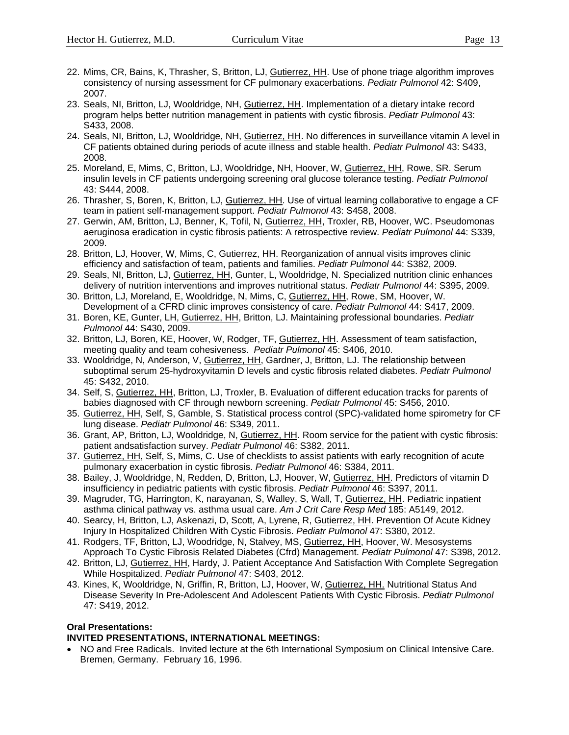22. Mims, CR, Bains, K, Thrasher, S, Britton, LJ, Gutierrez, HH. Use of phone triage algorithm improves consistency of nursing assessment for CF pulmonary exacerbations. *Pediatr Pulmonol* 42: S409, 2007.
23. Seals, NI, Britton, LJ, Wooldridge, NH, Gutierrez, HH. Implementation of a dietary intake record program helps better nutrition management in patients with cystic fibrosis. *Pediatr Pulmonol* 43: S433, 2008.
24. Seals, NI, Britton, LJ, Wooldridge, NH, Gutierrez, HH. No differences in surveillance vitamin A level in CF patients obtained during periods of acute illness and stable health. *Pediatr Pulmonol* 43: S433, 2008.
25. Moreland, E, Mims, C, Britton, LJ, Wooldridge, NH, Hoover, W, Gutierrez, HH, Rowe, SR. Serum insulin levels in CF patients undergoing screening oral glucose tolerance testing. *Pediatr Pulmonol* 43: S444, 2008.
26. Thrasher, S, Boren, K, Britton, LJ, Gutierrez, HH. Use of virtual learning collaborative to engage a CF team in patient self-management support. *Pediatr Pulmonol* 43: S458, 2008.
27. Gerwin, AM, Britton, LJ, Benner, K, Tofil, N, Gutierrez, HH, Troxler, RB, Hoover, WC. Pseudomonas aeruginosa eradication in cystic fibrosis patients: A retrospective review. *Pediatr Pulmonol* 44: S339, 2009.
28. Britton, LJ, Hoover, W, Mims, C, Gutierrez, HH. Reorganization of annual visits improves clinic efficiency and satisfaction of team, patients and families. *Pediatr Pulmonol* 44: S382, 2009.
29. Seals, NI, Britton, LJ, Gutierrez, HH, Gunter, L, Wooldridge, N. Specialized nutrition clinic enhances delivery of nutrition interventions and improves nutritional status. *Pediatr Pulmonol* 44: S395, 2009.
30. Britton, LJ, Moreland, E, Wooldridge, N, Mims, C, Gutierrez, HH, Rowe, SM, Hoover, W. Development of a CFRD clinic improves consistency of care. *Pediatr Pulmonol* 44: S417, 2009.
31. Boren, KE, Gunter, LH, Gutierrez, HH, Britton, LJ. Maintaining professional boundaries. *Pediatr Pulmonol* 44: S430, 2009.
32. Britton, LJ, Boren, KE, Hoover, W, Rodger, TF, Gutierrez, HH. Assessment of team satisfaction, meeting quality and team cohesiveness. *Pediatr Pulmonol* 45: S406, 2010.
33. Wooldridge, N, Anderson, V, Gutierrez, HH, Gardner, J, Britton, LJ. The relationship between suboptimal serum 25-hydroxyvitamin D levels and cystic fibrosis related diabetes. *Pediatr Pulmonol* 45: S432, 2010.
34. Self, S, Gutierrez, HH, Britton, LJ, Troxler, B. Evaluation of different education tracks for parents of babies diagnosed with CF through newborn screening. *Pediatr Pulmonol* 45: S456, 2010.
35. Gutierrez, HH, Self, S, Gamble, S. Statistical process control (SPC)-validated home spirometry for CF lung disease. *Pediatr Pulmonol* 46: S349, 2011.
36. Grant, AP, Britton, LJ, Wooldridge, N, Gutierrez, HH. Room service for the patient with cystic fibrosis: patient andsatisfaction survey. *Pediatr Pulmonol* 46: S382, 2011.
37. Gutierrez, HH, Self, S, Mims, C. Use of checklists to assist patients with early recognition of acute pulmonary exacerbation in cystic fibrosis. *Pediatr Pulmonol* 46: S384, 2011.
38. Bailey, J, Wooldridge, N, Redden, D, Britton, LJ, Hoover, W, Gutierrez, HH. Predictors of vitamin D insufficiency in pediatric patients with cystic fibrosis. *Pediatr Pulmonol* 46: S397, 2011.
39. Magruder, TG, Harrington, K, narayanan, S, Walley, S, Wall, T, Gutierrez, HH. Pediatric inpatient asthma clinical pathway vs. asthma usual care. *Am J Crit Care Resp Med* 185: A5149, 2012.
40. Searcy, H, Britton, LJ, Askenazi, D, Scott, A, Lyrene, R, Gutierrez, HH. Prevention Of Acute Kidney Injury In Hospitalized Children With Cystic Fibrosis. *Pediatr Pulmonol* 47: S380, 2012.
41. Rodgers, TF, Britton, LJ, Woodridge, N, Stalvey, MS, Gutierrez, HH, Hoover, W. Mesosystems Approach To Cystic Fibrosis Related Diabetes (Cfrd) Management. *Pediatr Pulmonol* 47: S398, 2012.
42. Britton, LJ, Gutierrez, HH, Hardy, J. Patient Acceptance And Satisfaction With Complete Segregation While Hospitalized. *Pediatr Pulmonol* 47: S403, 2012.
43. Kines, K, Wooldridge, N, Griffin, R, Britton, LJ, Hoover, W, Gutierrez, HH. Nutritional Status And Disease Severity In Pre-Adolescent And Adolescent Patients With Cystic Fibrosis. *Pediatr Pulmonol* 47: S419, 2012.

**Oral Presentations:**

**INVITED PRESENTATIONS, INTERNATIONAL MEETINGS:**

- NO and Free Radicals. Invited lecture at the 6th International Symposium on Clinical Intensive Care. Bremen, Germany. February 16, 1996.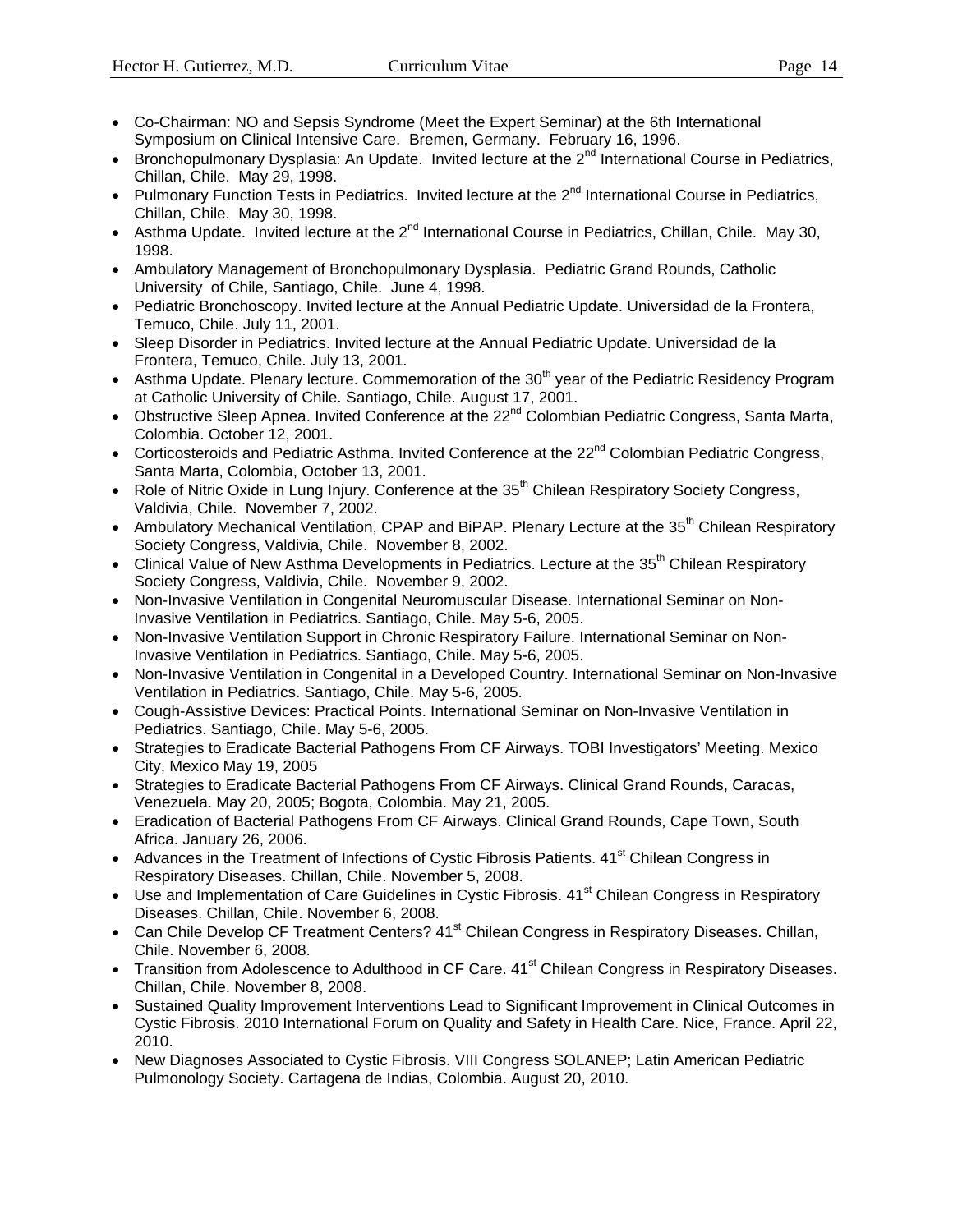- Co-Chairman: NO and Sepsis Syndrome (Meet the Expert Seminar) at the 6th International Symposium on Clinical Intensive Care. Bremen, Germany. February 16, 1996.
- Bronchopulmonary Dysplasia: An Update. Invited lecture at the 2nd International Course in Pediatrics, Chillan, Chile. May 29, 1998.
- Pulmonary Function Tests in Pediatrics. Invited lecture at the 2nd International Course in Pediatrics, Chillan, Chile. May 30, 1998.
- Asthma Update. Invited lecture at the 2nd International Course in Pediatrics, Chillan, Chile. May 30, 1998.
- Ambulatory Management of Bronchopulmonary Dysplasia. Pediatric Grand Rounds, Catholic University of Chile, Santiago, Chile. June 4, 1998.
- Pediatric Bronchoscopy. Invited lecture at the Annual Pediatric Update. Universidad de la Frontera, Temuco, Chile. July 11, 2001.
- Sleep Disorder in Pediatrics. Invited lecture at the Annual Pediatric Update. Universidad de la Frontera, Temuco, Chile. July 13, 2001.
- Asthma Update. Plenary lecture. Commemoration of the 30th year of the Pediatric Residency Program at Catholic University of Chile. Santiago, Chile. August 17, 2001.
- Obstructive Sleep Apnea. Invited Conference at the 22nd Colombian Pediatric Congress, Santa Marta, Colombia. October 12, 2001.
- Corticosteroids and Pediatric Asthma. Invited Conference at the 22nd Colombian Pediatric Congress, Santa Marta, Colombia, October 13, 2001.
- Role of Nitric Oxide in Lung Injury. Conference at the 35th Chilean Respiratory Society Congress, Valdivia, Chile. November 7, 2002.
- Ambulatory Mechanical Ventilation, CPAP and BiPAP. Plenary Lecture at the 35th Chilean Respiratory Society Congress, Valdivia, Chile. November 8, 2002.
- Clinical Value of New Asthma Developments in Pediatrics. Lecture at the 35th Chilean Respiratory Society Congress, Valdivia, Chile. November 9, 2002.
- Non-Invasive Ventilation in Congenital Neuromuscular Disease. International Seminar on Non-Invasive Ventilation in Pediatrics. Santiago, Chile. May 5-6, 2005.
- Non-Invasive Ventilation Support in Chronic Respiratory Failure. International Seminar on Non-Invasive Ventilation in Pediatrics. Santiago, Chile. May 5-6, 2005.
- Non-Invasive Ventilation in Congenital in a Developed Country. International Seminar on Non-Invasive Ventilation in Pediatrics. Santiago, Chile. May 5-6, 2005.
- Cough-Assistive Devices: Practical Points. International Seminar on Non-Invasive Ventilation in Pediatrics. Santiago, Chile. May 5-6, 2005.
- Strategies to Eradicate Bacterial Pathogens From CF Airways. TOBI Investigators' Meeting. Mexico City, Mexico May 19, 2005
- Strategies to Eradicate Bacterial Pathogens From CF Airways. Clinical Grand Rounds, Caracas, Venezuela. May 20, 2005; Bogota, Colombia. May 21, 2005.
- Eradication of Bacterial Pathogens From CF Airways. Clinical Grand Rounds, Cape Town, South Africa. January 26, 2006.
- Advances in the Treatment of Infections of Cystic Fibrosis Patients. 41st Chilean Congress in Respiratory Diseases. Chillan, Chile. November 5, 2008.
- Use and Implementation of Care Guidelines in Cystic Fibrosis. 41st Chilean Congress in Respiratory Diseases. Chillan, Chile. November 6, 2008.
- Can Chile Develop CF Treatment Centers? 41st Chilean Congress in Respiratory Diseases. Chillan, Chile. November 6, 2008.
- Transition from Adolescence to Adulthood in CF Care. 41st Chilean Congress in Respiratory Diseases. Chillan, Chile. November 8, 2008.
- Sustained Quality Improvement Interventions Lead to Significant Improvement in Clinical Outcomes in Cystic Fibrosis. 2010 International Forum on Quality and Safety in Health Care. Nice, France. April 22, 2010.
- New Diagnoses Associated to Cystic Fibrosis. VIII Congress SOLANEP; Latin American Pediatric Pulmonology Society. Cartagena de Indias, Colombia. August 20, 2010.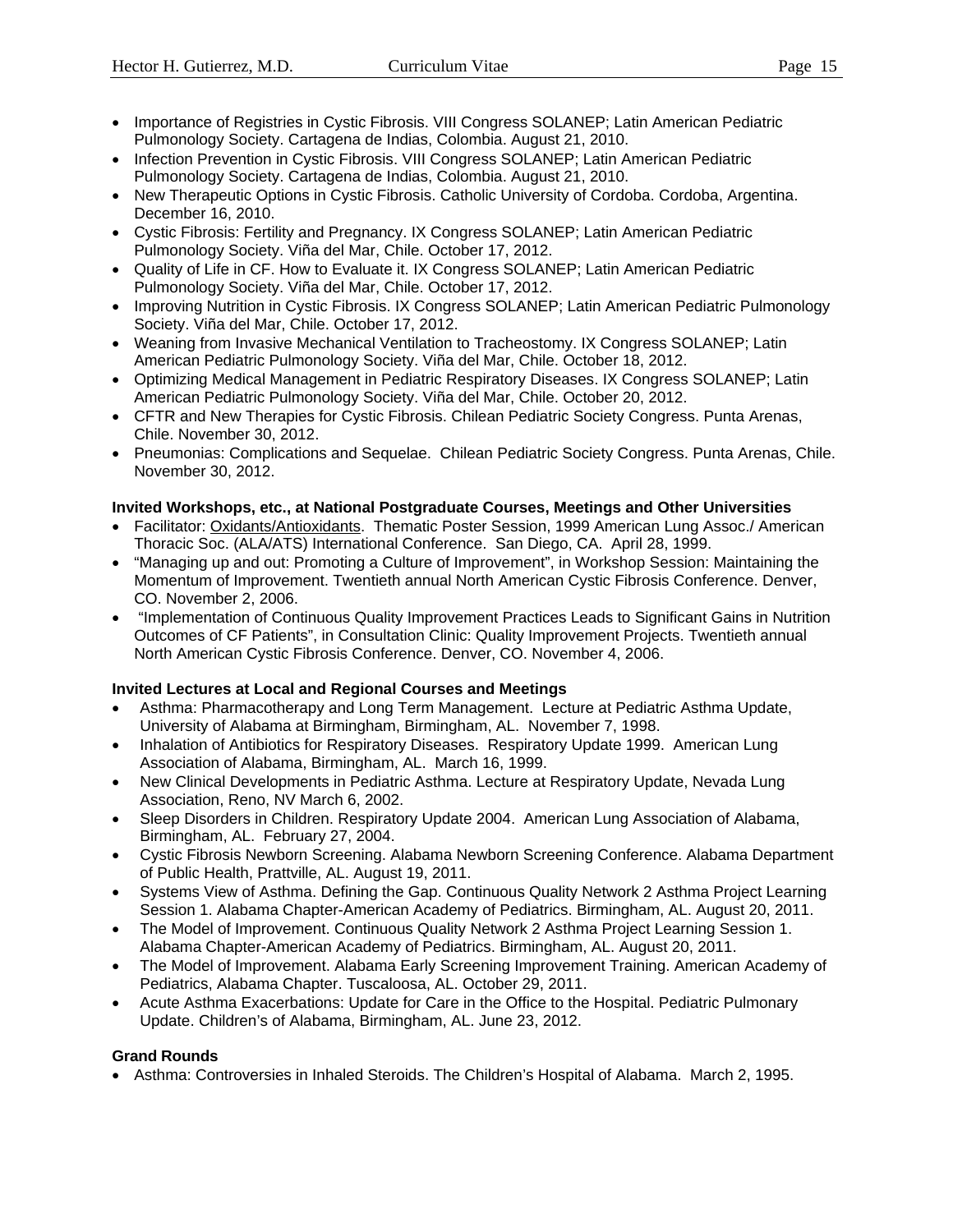- Importance of Registries in Cystic Fibrosis. VIII Congress SOLANEP; Latin American Pediatric Pulmonology Society. Cartagena de Indias, Colombia. August 21, 2010.
- Infection Prevention in Cystic Fibrosis. VIII Congress SOLANEP; Latin American Pediatric Pulmonology Society. Cartagena de Indias, Colombia. August 21, 2010.
- New Therapeutic Options in Cystic Fibrosis. Catholic University of Cordoba. Cordoba, Argentina. December 16, 2010.
- Cystic Fibrosis: Fertility and Pregnancy. IX Congress SOLANEP; Latin American Pediatric Pulmonology Society. Viña del Mar, Chile. October 17, 2012.
- Quality of Life in CF. How to Evaluate it. IX Congress SOLANEP; Latin American Pediatric Pulmonology Society. Viña del Mar, Chile. October 17, 2012.
- Improving Nutrition in Cystic Fibrosis. IX Congress SOLANEP; Latin American Pediatric Pulmonology Society. Viña del Mar, Chile. October 17, 2012.
- Weaning from Invasive Mechanical Ventilation to Tracheostomy. IX Congress SOLANEP; Latin American Pediatric Pulmonology Society. Viña del Mar, Chile. October 18, 2012.
- Optimizing Medical Management in Pediatric Respiratory Diseases. IX Congress SOLANEP; Latin American Pediatric Pulmonology Society. Viña del Mar, Chile. October 20, 2012.
- CFTR and New Therapies for Cystic Fibrosis. Chilean Pediatric Society Congress. Punta Arenas, Chile. November 30, 2012.
- Pneumonias: Complications and Sequelae. Chilean Pediatric Society Congress. Punta Arenas, Chile. November 30, 2012.

**Invited Workshops, etc., at National Postgraduate Courses, Meetings and Other Universities**

- Facilitator: Oxidants/Antioxidants. Thematic Poster Session, 1999 American Lung Assoc./ American Thoracic Soc. (ALA/ATS) International Conference. San Diego, CA. April 28, 1999.
- "Managing up and out: Promoting a Culture of Improvement", in Workshop Session: Maintaining the Momentum of Improvement. Twentieth annual North American Cystic Fibrosis Conference. Denver, CO. November 2, 2006.
- "Implementation of Continuous Quality Improvement Practices Leads to Significant Gains in Nutrition Outcomes of CF Patients", in Consultation Clinic: Quality Improvement Projects. Twentieth annual North American Cystic Fibrosis Conference. Denver, CO. November 4, 2006.

**Invited Lectures at Local and Regional Courses and Meetings**

- Asthma: Pharmacotherapy and Long Term Management. Lecture at Pediatric Asthma Update, University of Alabama at Birmingham, Birmingham, AL. November 7, 1998.
- Inhalation of Antibiotics for Respiratory Diseases. Respiratory Update 1999. American Lung Association of Alabama, Birmingham, AL. March 16, 1999.
- New Clinical Developments in Pediatric Asthma. Lecture at Respiratory Update, Nevada Lung Association, Reno, NV March 6, 2002.
- Sleep Disorders in Children. Respiratory Update 2004. American Lung Association of Alabama, Birmingham, AL. February 27, 2004.
- Cystic Fibrosis Newborn Screening. Alabama Newborn Screening Conference. Alabama Department of Public Health, Prattville, AL. August 19, 2011.
- Systems View of Asthma. Defining the Gap. Continuous Quality Network 2 Asthma Project Learning Session 1. Alabama Chapter-American Academy of Pediatrics. Birmingham, AL. August 20, 2011.
- The Model of Improvement. Continuous Quality Network 2 Asthma Project Learning Session 1. Alabama Chapter-American Academy of Pediatrics. Birmingham, AL. August 20, 2011.
- The Model of Improvement. Alabama Early Screening Improvement Training. American Academy of Pediatrics, Alabama Chapter. Tuscaloosa, AL. October 29, 2011.
- Acute Asthma Exacerbations: Update for Care in the Office to the Hospital. Pediatric Pulmonary Update. Children's of Alabama, Birmingham, AL. June 23, 2012.

**Grand Rounds**

- Asthma: Controversies in Inhaled Steroids. The Children's Hospital of Alabama. March 2, 1995.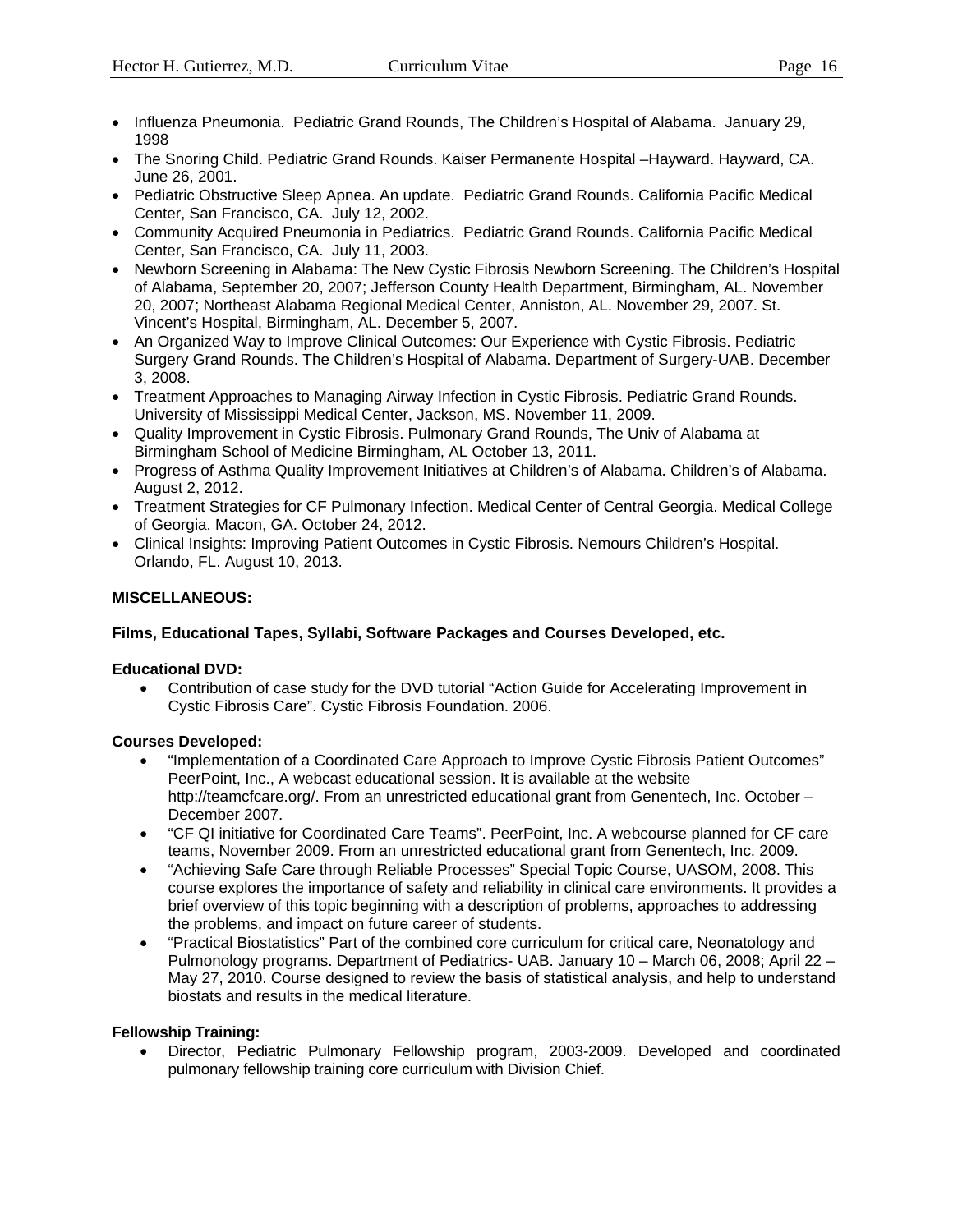- Influenza Pneumonia. Pediatric Grand Rounds, The Children's Hospital of Alabama. January 29, 1998
- The Snoring Child. Pediatric Grand Rounds. Kaiser Permanente Hospital –Hayward. Hayward, CA. June 26, 2001.
- Pediatric Obstructive Sleep Apnea. An update. Pediatric Grand Rounds. California Pacific Medical Center, San Francisco, CA. July 12, 2002.
- Community Acquired Pneumonia in Pediatrics. Pediatric Grand Rounds. California Pacific Medical Center, San Francisco, CA. July 11, 2003.
- Newborn Screening in Alabama: The New Cystic Fibrosis Newborn Screening. The Children's Hospital of Alabama, September 20, 2007; Jefferson County Health Department, Birmingham, AL. November 20, 2007; Northeast Alabama Regional Medical Center, Anniston, AL. November 29, 2007. St. Vincent's Hospital, Birmingham, AL. December 5, 2007.
- An Organized Way to Improve Clinical Outcomes: Our Experience with Cystic Fibrosis. Pediatric Surgery Grand Rounds. The Children's Hospital of Alabama. Department of Surgery-UAB. December 3, 2008.
- Treatment Approaches to Managing Airway Infection in Cystic Fibrosis. Pediatric Grand Rounds. University of Mississippi Medical Center, Jackson, MS. November 11, 2009.
- Quality Improvement in Cystic Fibrosis. Pulmonary Grand Rounds, The Univ of Alabama at Birmingham School of Medicine Birmingham, AL October 13, 2011.
- Progress of Asthma Quality Improvement Initiatives at Children's of Alabama. Children's of Alabama. August 2, 2012.
- Treatment Strategies for CF Pulmonary Infection. Medical Center of Central Georgia. Medical College of Georgia. Macon, GA. October 24, 2012.
- Clinical Insights: Improving Patient Outcomes in Cystic Fibrosis. Nemours Children's Hospital. Orlando, FL. August 10, 2013.

**MISCELLANEOUS:**

**Films, Educational Tapes, Syllabi, Software Packages and Courses Developed, etc.**

**Educational DVD:**

- Contribution of case study for the DVD tutorial "Action Guide for Accelerating Improvement in Cystic Fibrosis Care". Cystic Fibrosis Foundation. 2006.

**Courses Developed:**

- "Implementation of a Coordinated Care Approach to Improve Cystic Fibrosis Patient Outcomes" PeerPoint, Inc., A webcast educational session. It is available at the website http://teamcfcare.org/. From an unrestricted educational grant from Genentech, Inc. October – December 2007.
- "CF QI initiative for Coordinated Care Teams". PeerPoint, Inc. A webcourse planned for CF care teams, November 2009. From an unrestricted educational grant from Genentech, Inc. 2009.
- "Achieving Safe Care through Reliable Processes" Special Topic Course, UASOM, 2008. This course explores the importance of safety and reliability in clinical care environments. It provides a brief overview of this topic beginning with a description of problems, approaches to addressing the problems, and impact on future career of students.
- "Practical Biostatistics" Part of the combined core curriculum for critical care, Neonatology and Pulmonology programs. Department of Pediatrics- UAB. January 10 – March 06, 2008; April 22 – May 27, 2010. Course designed to review the basis of statistical analysis, and help to understand biostats and results in the medical literature.

**Fellowship Training:**

- Director, Pediatric Pulmonary Fellowship program, 2003-2009. Developed and coordinated pulmonary fellowship training core curriculum with Division Chief.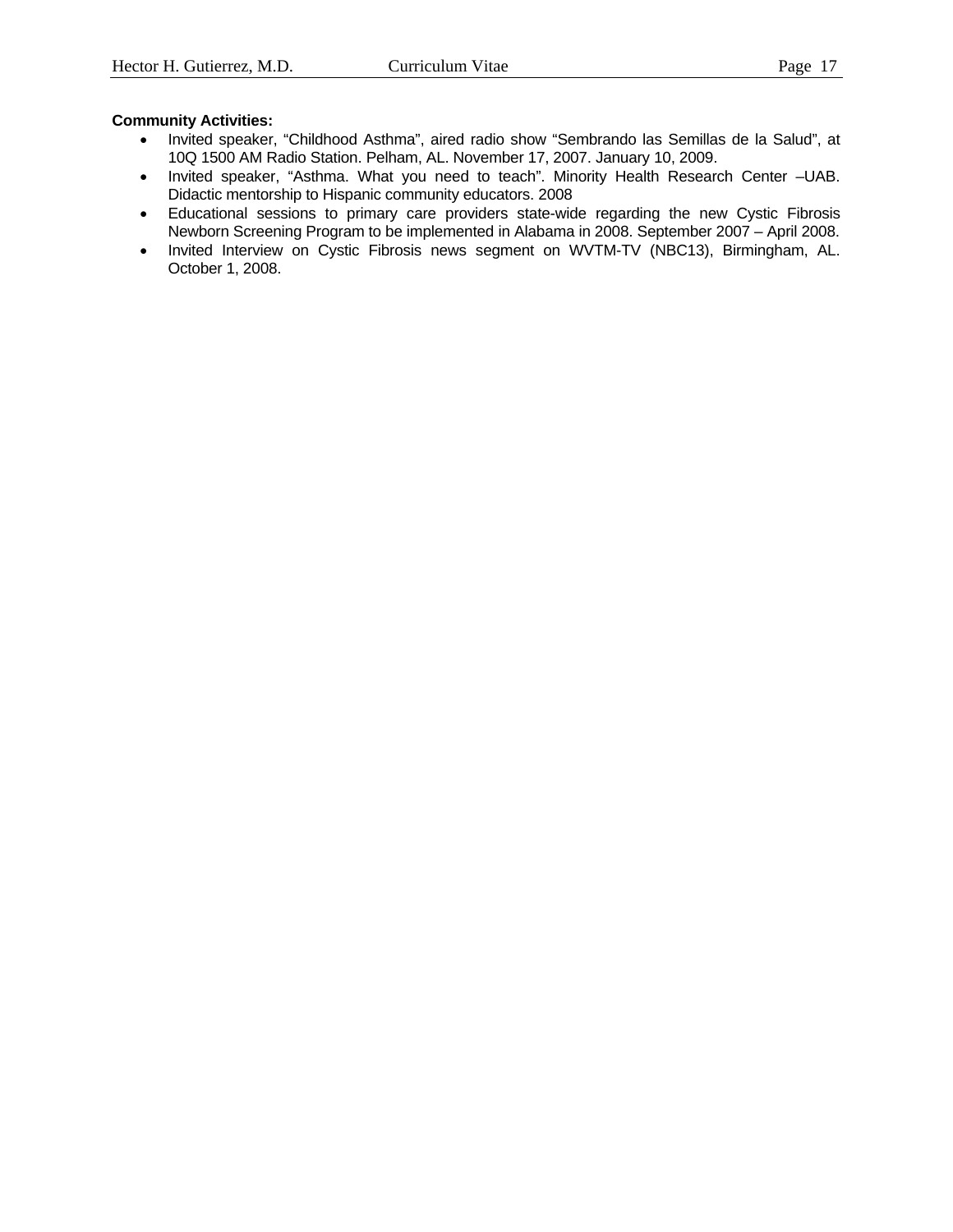**Community Activities:**

- Invited speaker, "Childhood Asthma", aired radio show "Sembrando las Semillas de la Salud", at 10Q 1500 AM Radio Station. Pelham, AL. November 17, 2007. January 10, 2009.
- Invited speaker, "Asthma. What you need to teach". Minority Health Research Center –UAB. Didactic mentorship to Hispanic community educators. 2008
- Educational sessions to primary care providers state-wide regarding the new Cystic Fibrosis Newborn Screening Program to be implemented in Alabama in 2008. September 2007 – April 2008.
- Invited Interview on Cystic Fibrosis news segment on WVTM-TV (NBC13), Birmingham, AL. October 1, 2008.